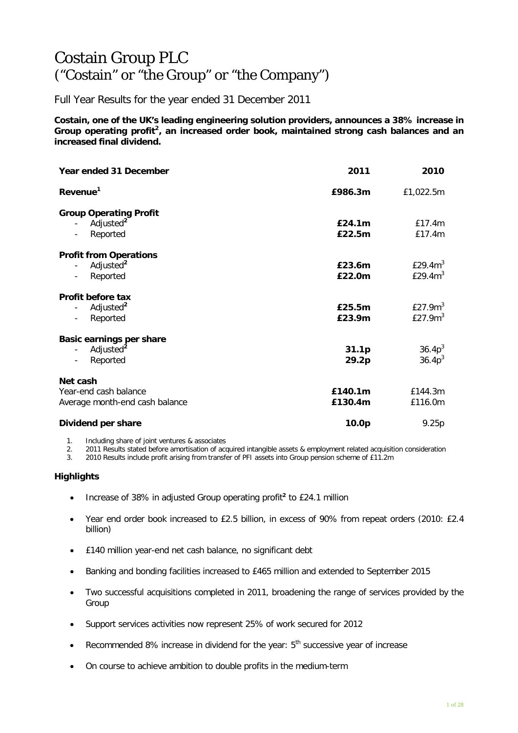# Costain Group PLC
# ("Costain" or "the Group" or "the Company")

Full Year Results for the year ended 31 December 2011

**Costain, one of the UK's leading engineering solution providers, announces a 38% increase in Group operating profit[2], an increased order book, maintained strong cash balances and an increased final dividend.**

| Year ended 31 December | 2011 | 2010 |
|---|---|---|
| **Revenue[1]** | **£986.3m** | £1,022.5m |
| **Group Operating Profit** | | |
| - Adjusted[2] | **£24.1m** | £17.4m |
| - Reported | **£22.5m** | £17.4m |
| **Profit from Operations** | | |
| - Adjusted[2] | **£23.6m** | £29.4m[3] |
| - Reported | **£22.0m** | £29.4m[3] |
| **Profit before tax** | | |
| - Adjusted[2] | **£25.5m** | £27.9m[3] |
| - Reported | **£23.9m** | £27.9m[3] |
| **Basic earnings per share** | | |
| - Adjusted[2] | **31.1p** | 36.4p[3] |
| - Reported | **29.2p** | 36.4p[3] |
| **Net cash** | | |
| Year-end cash balance | **£140.1m** | £144.3m |
| Average month-end cash balance | **£130.4m** | £116.0m |
| **Dividend per share** | **10.0p** | 9.25p |

1. Including share of joint ventures & associates
2. 2011 Results stated before amortisation of acquired intangible assets & employment related acquisition consideration
3. 2010 Results include profit arising from transfer of PFI assets into Group pension scheme of £11.2m

**Highlights**

- Increase of 38% in adjusted Group operating profit[2] to £24.1 million
- Year end order book increased to £2.5 billion, in excess of 90% from repeat orders (2010: £2.4 billion)
- £140 million year-end net cash balance, no significant debt
- Banking and bonding facilities increased to £465 million and extended to September 2015
- Two successful acquisitions completed in 2011, broadening the range of services provided by the Group
- Support services activities now represent 25% of work secured for 2012
- Recommended 8% increase in dividend for the year: 5th successive year of increase
- On course to achieve ambition to double profits in the medium-term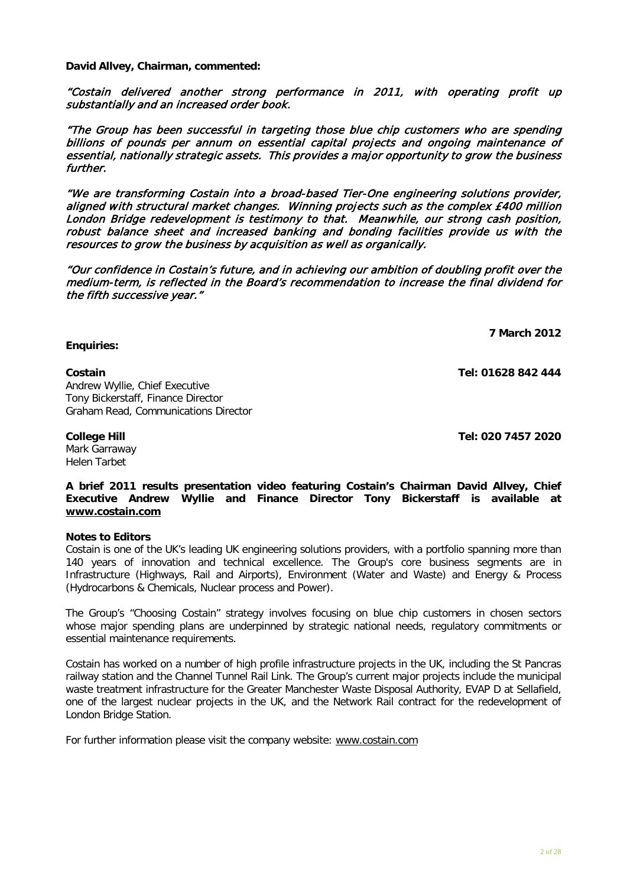**David Allvey, Chairman, commented:**

*"Costain delivered another strong performance in 2011, with operating profit up substantially and an increased order book.*

*"The Group has been successful in targeting those blue chip customers who are spending billions of pounds per annum on essential capital projects and ongoing maintenance of essential, nationally strategic assets. This provides a major opportunity to grow the business further.*

*"We are transforming Costain into a broad-based Tier-One engineering solutions provider, aligned with structural market changes. Winning projects such as the complex £400 million London Bridge redevelopment is testimony to that. Meanwhile, our strong cash position, robust balance sheet and increased banking and bonding facilities provide us with the resources to grow the business by acquisition as well as organically.*

*"Our confidence in Costain's future, and in achieving our ambition of doubling profit over the medium-term, is reflected in the Board's recommendation to increase the final dividend for the fifth successive year."*

**7 March 2012**

**Enquiries:**

**Costain** **Tel: 01628 842 444**
Andrew Wyllie, Chief Executive
Tony Bickerstaff, Finance Director
Graham Read, Communications Director

**College Hill** **Tel: 020 7457 2020**
Mark Garraway
Helen Tarbet

**A brief 2011 results presentation video featuring Costain's Chairman David Allvey, Chief Executive Andrew Wyllie and Finance Director Tony Bickerstaff is available at www.costain.com**

**Notes to Editors**

Costain is one of the UK's leading UK engineering solutions providers, with a portfolio spanning more than 140 years of innovation and technical excellence. The Group's core business segments are in Infrastructure (Highways, Rail and Airports), Environment (Water and Waste) and Energy & Process (Hydrocarbons & Chemicals, Nuclear process and Power).

The Group's "Choosing Costain" strategy involves focusing on blue chip customers in chosen sectors whose major spending plans are underpinned by strategic national needs, regulatory commitments or essential maintenance requirements.

Costain has worked on a number of high profile infrastructure projects in the UK, including the St Pancras railway station and the Channel Tunnel Rail Link. The Group's current major projects include the municipal waste treatment infrastructure for the Greater Manchester Waste Disposal Authority, EVAP D at Sellafield, one of the largest nuclear projects in the UK, and the Network Rail contract for the redevelopment of London Bridge Station.

For further information please visit the company website: www.costain.com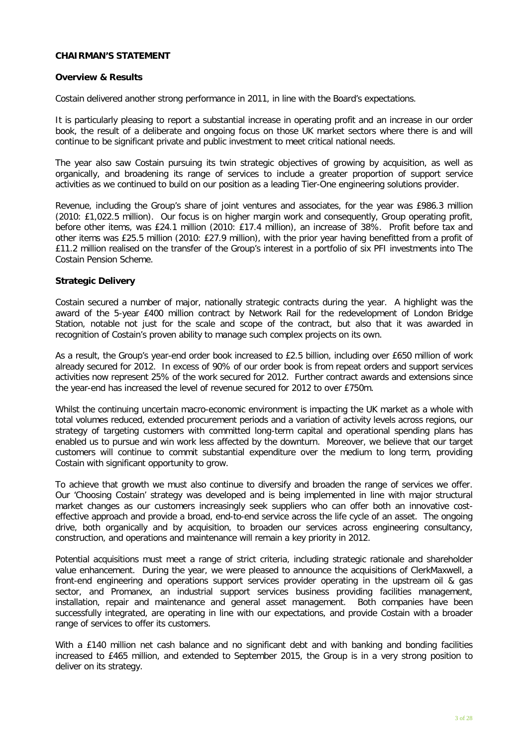## CHAIRMAN'S STATEMENT

### Overview & Results

Costain delivered another strong performance in 2011, in line with the Board's expectations.

It is particularly pleasing to report a substantial increase in operating profit and an increase in our order book, the result of a deliberate and ongoing focus on those UK market sectors where there is and will continue to be significant private and public investment to meet critical national needs.

The year also saw Costain pursuing its twin strategic objectives of growing by acquisition, as well as organically, and broadening its range of services to include a greater proportion of support service activities as we continued to build on our position as a leading Tier-One engineering solutions provider.

Revenue, including the Group's share of joint ventures and associates, for the year was £986.3 million (2010: £1,022.5 million). Our focus is on higher margin work and consequently, Group operating profit, before other items, was £24.1 million (2010: £17.4 million), an increase of 38%. Profit before tax and other items was £25.5 million (2010: £27.9 million), with the prior year having benefitted from a profit of £11.2 million realised on the transfer of the Group's interest in a portfolio of six PFI investments into The Costain Pension Scheme.

### Strategic Delivery

Costain secured a number of major, nationally strategic contracts during the year. A highlight was the award of the 5-year £400 million contract by Network Rail for the redevelopment of London Bridge Station, notable not just for the scale and scope of the contract, but also that it was awarded in recognition of Costain's proven ability to manage such complex projects on its own.

As a result, the Group's year-end order book increased to £2.5 billion, including over £650 million of work already secured for 2012. In excess of 90% of our order book is from repeat orders and support services activities now represent 25% of the work secured for 2012. Further contract awards and extensions since the year-end has increased the level of revenue secured for 2012 to over £750m.

Whilst the continuing uncertain macro-economic environment is impacting the UK market as a whole with total volumes reduced, extended procurement periods and a variation of activity levels across regions, our strategy of targeting customers with committed long-term capital and operational spending plans has enabled us to pursue and win work less affected by the downturn. Moreover, we believe that our target customers will continue to commit substantial expenditure over the medium to long term, providing Costain with significant opportunity to grow.

To achieve that growth we must also continue to diversify and broaden the range of services we offer. Our 'Choosing Costain' strategy was developed and is being implemented in line with major structural market changes as our customers increasingly seek suppliers who can offer both an innovative cost-effective approach and provide a broad, end-to-end service across the life cycle of an asset. The ongoing drive, both organically and by acquisition, to broaden our services across engineering consultancy, construction, and operations and maintenance will remain a key priority in 2012.

Potential acquisitions must meet a range of strict criteria, including strategic rationale and shareholder value enhancement. During the year, we were pleased to announce the acquisitions of ClerkMaxwell, a front-end engineering and operations support services provider operating in the upstream oil & gas sector, and Promanex, an industrial support services business providing facilities management, installation, repair and maintenance and general asset management. Both companies have been successfully integrated, are operating in line with our expectations, and provide Costain with a broader range of services to offer its customers.

With a £140 million net cash balance and no significant debt and with banking and bonding facilities increased to £465 million, and extended to September 2015, the Group is in a very strong position to deliver on its strategy.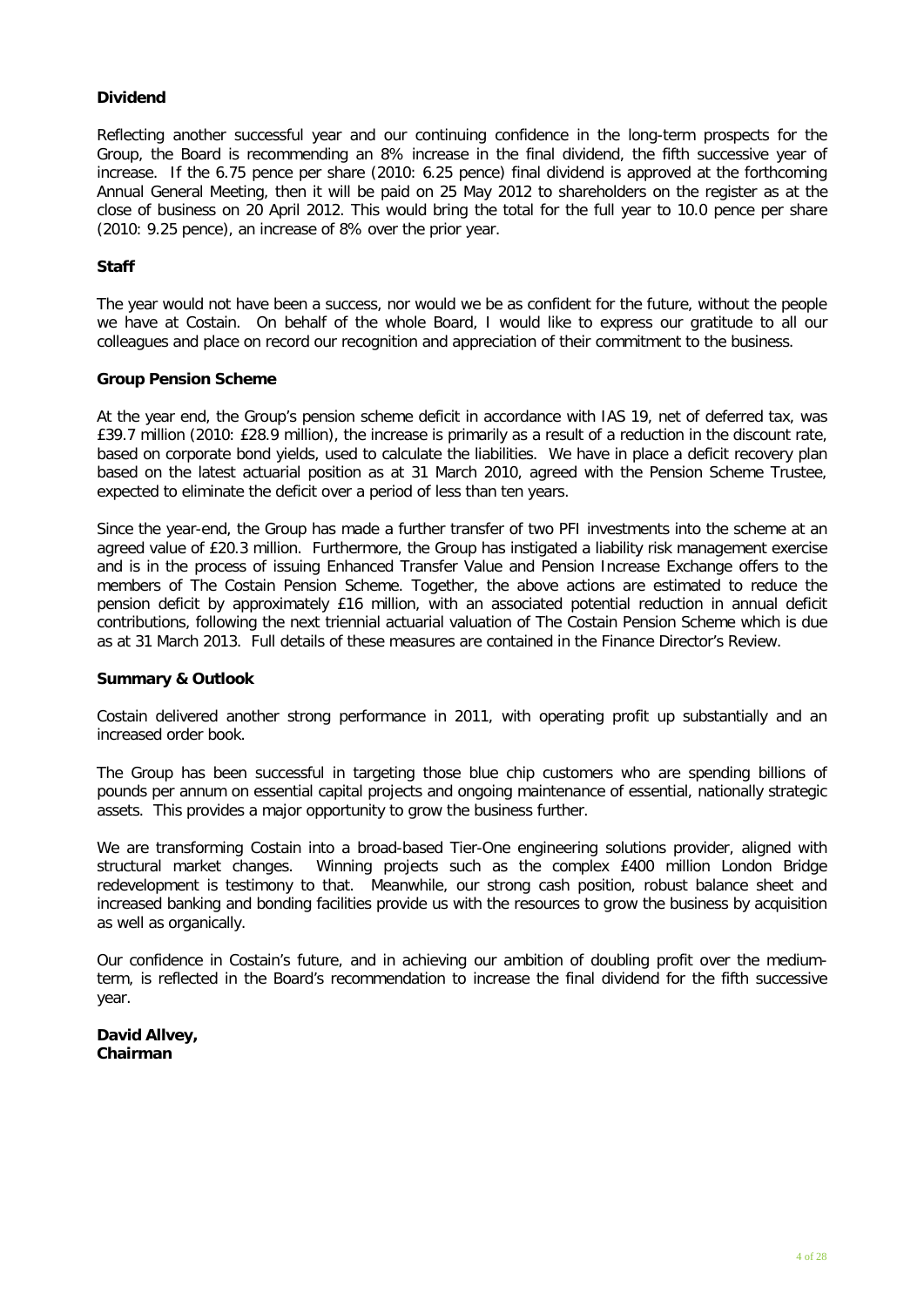**Dividend**

Reflecting another successful year and our continuing confidence in the long-term prospects for the Group, the Board is recommending an 8% increase in the final dividend, the fifth successive year of increase. If the 6.75 pence per share (2010: 6.25 pence) final dividend is approved at the forthcoming Annual General Meeting, then it will be paid on 25 May 2012 to shareholders on the register as at the close of business on 20 April 2012. This would bring the total for the full year to 10.0 pence per share (2010: 9.25 pence), an increase of 8% over the prior year.

**Staff**

The year would not have been a success, nor would we be as confident for the future, without the people we have at Costain. On behalf of the whole Board, I would like to express our gratitude to all our colleagues and place on record our recognition and appreciation of their commitment to the business.

**Group Pension Scheme**

At the year end, the Group's pension scheme deficit in accordance with IAS 19, net of deferred tax, was £39.7 million (2010: £28.9 million), the increase is primarily as a result of a reduction in the discount rate, based on corporate bond yields, used to calculate the liabilities. We have in place a deficit recovery plan based on the latest actuarial position as at 31 March 2010, agreed with the Pension Scheme Trustee, expected to eliminate the deficit over a period of less than ten years.

Since the year-end, the Group has made a further transfer of two PFI investments into the scheme at an agreed value of £20.3 million. Furthermore, the Group has instigated a liability risk management exercise and is in the process of issuing Enhanced Transfer Value and Pension Increase Exchange offers to the members of The Costain Pension Scheme. Together, the above actions are estimated to reduce the pension deficit by approximately £16 million, with an associated potential reduction in annual deficit contributions, following the next triennial actuarial valuation of The Costain Pension Scheme which is due as at 31 March 2013. Full details of these measures are contained in the Finance Director's Review.

**Summary & Outlook**

Costain delivered another strong performance in 2011, with operating profit up substantially and an increased order book.

The Group has been successful in targeting those blue chip customers who are spending billions of pounds per annum on essential capital projects and ongoing maintenance of essential, nationally strategic assets. This provides a major opportunity to grow the business further.

We are transforming Costain into a broad-based Tier-One engineering solutions provider, aligned with structural market changes. Winning projects such as the complex £400 million London Bridge redevelopment is testimony to that. Meanwhile, our strong cash position, robust balance sheet and increased banking and bonding facilities provide us with the resources to grow the business by acquisition as well as organically.

Our confidence in Costain's future, and in achieving our ambition of doubling profit over the medium-term, is reflected in the Board's recommendation to increase the final dividend for the fifth successive year.

**David Allvey,**
**Chairman**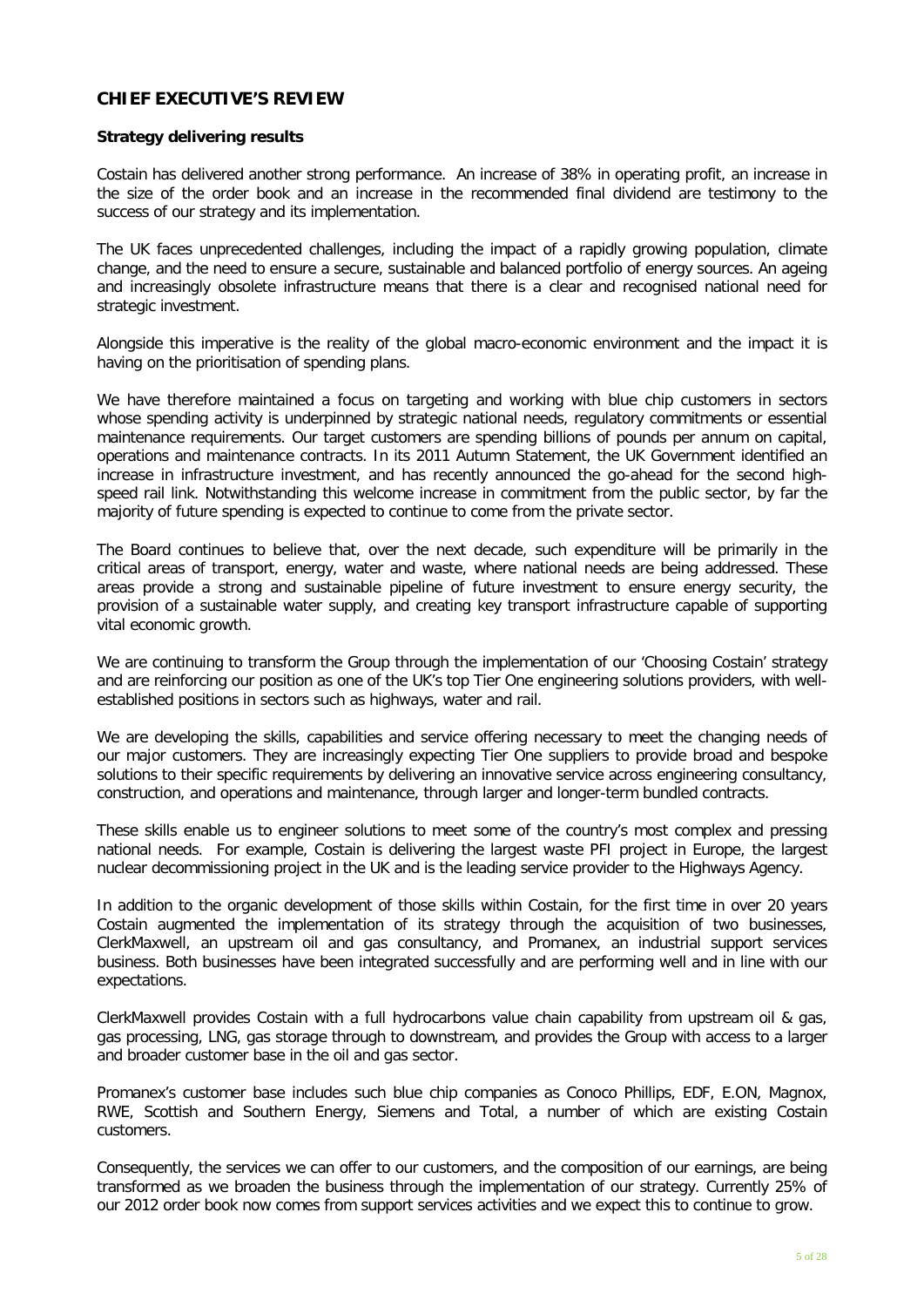## CHIEF EXECUTIVE'S REVIEW

### Strategy delivering results

Costain has delivered another strong performance. An increase of 38% in operating profit, an increase in the size of the order book and an increase in the recommended final dividend are testimony to the success of our strategy and its implementation.

The UK faces unprecedented challenges, including the impact of a rapidly growing population, climate change, and the need to ensure a secure, sustainable and balanced portfolio of energy sources. An ageing and increasingly obsolete infrastructure means that there is a clear and recognised national need for strategic investment.

Alongside this imperative is the reality of the global macro-economic environment and the impact it is having on the prioritisation of spending plans.

We have therefore maintained a focus on targeting and working with blue chip customers in sectors whose spending activity is underpinned by strategic national needs, regulatory commitments or essential maintenance requirements. Our target customers are spending billions of pounds per annum on capital, operations and maintenance contracts. In its 2011 Autumn Statement, the UK Government identified an increase in infrastructure investment, and has recently announced the go-ahead for the second high-speed rail link. Notwithstanding this welcome increase in commitment from the public sector, by far the majority of future spending is expected to continue to come from the private sector.

The Board continues to believe that, over the next decade, such expenditure will be primarily in the critical areas of transport, energy, water and waste, where national needs are being addressed. These areas provide a strong and sustainable pipeline of future investment to ensure energy security, the provision of a sustainable water supply, and creating key transport infrastructure capable of supporting vital economic growth.

We are continuing to transform the Group through the implementation of our 'Choosing Costain' strategy and are reinforcing our position as one of the UK's top Tier One engineering solutions providers, with well-established positions in sectors such as highways, water and rail.

We are developing the skills, capabilities and service offering necessary to meet the changing needs of our major customers. They are increasingly expecting Tier One suppliers to provide broad and bespoke solutions to their specific requirements by delivering an innovative service across engineering consultancy, construction, and operations and maintenance, through larger and longer-term bundled contracts.

These skills enable us to engineer solutions to meet some of the country's most complex and pressing national needs. For example, Costain is delivering the largest waste PFI project in Europe, the largest nuclear decommissioning project in the UK and is the leading service provider to the Highways Agency.

In addition to the organic development of those skills within Costain, for the first time in over 20 years Costain augmented the implementation of its strategy through the acquisition of two businesses, ClerkMaxwell, an upstream oil and gas consultancy, and Promanex, an industrial support services business. Both businesses have been integrated successfully and are performing well and in line with our expectations.

ClerkMaxwell provides Costain with a full hydrocarbons value chain capability from upstream oil & gas, gas processing, LNG, gas storage through to downstream, and provides the Group with access to a larger and broader customer base in the oil and gas sector.

Promanex's customer base includes such blue chip companies as Conoco Phillips, EDF, E.ON, Magnox, RWE, Scottish and Southern Energy, Siemens and Total, a number of which are existing Costain customers.

Consequently, the services we can offer to our customers, and the composition of our earnings, are being transformed as we broaden the business through the implementation of our strategy. Currently 25% of our 2012 order book now comes from support services activities and we expect this to continue to grow.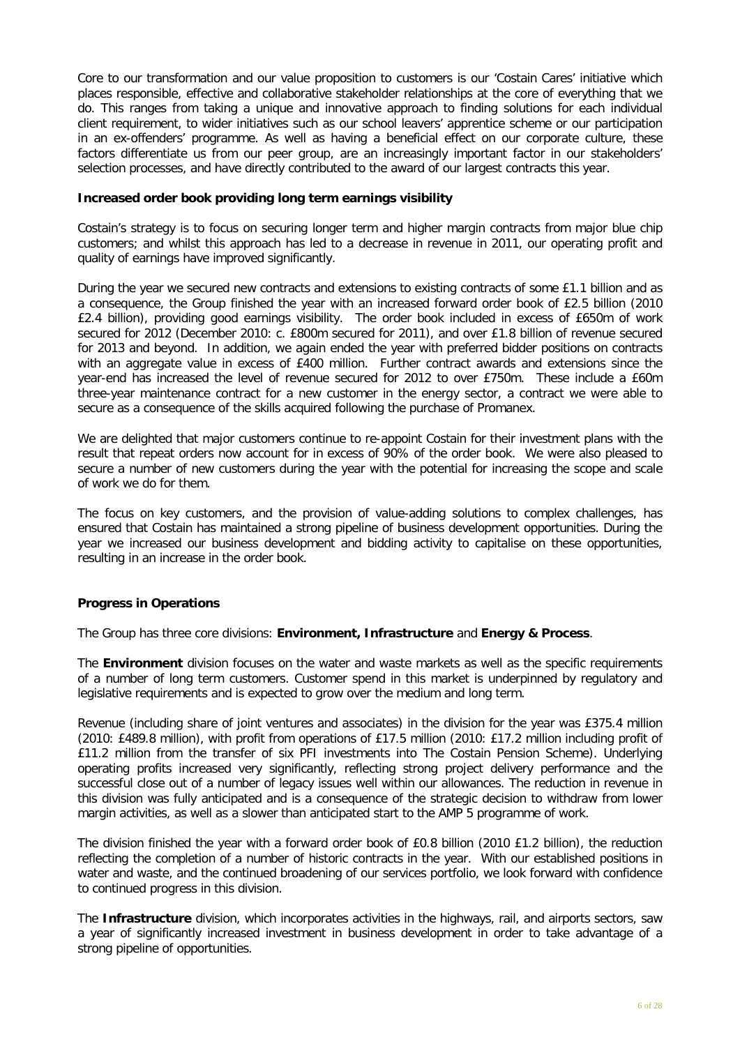Core to our transformation and our value proposition to customers is our 'Costain Cares' initiative which places responsible, effective and collaborative stakeholder relationships at the core of everything that we do. This ranges from taking a unique and innovative approach to finding solutions for each individual client requirement, to wider initiatives such as our school leavers' apprentice scheme or our participation in an ex-offenders' programme. As well as having a beneficial effect on our corporate culture, these factors differentiate us from our peer group, are an increasingly important factor in our stakeholders' selection processes, and have directly contributed to the award of our largest contracts this year.

**Increased order book providing long term earnings visibility**

Costain's strategy is to focus on securing longer term and higher margin contracts from major blue chip customers; and whilst this approach has led to a decrease in revenue in 2011, our operating profit and quality of earnings have improved significantly.

During the year we secured new contracts and extensions to existing contracts of some £1.1 billion and as a consequence, the Group finished the year with an increased forward order book of £2.5 billion (2010 £2.4 billion), providing good earnings visibility. The order book included in excess of £650m of work secured for 2012 (December 2010: c. £800m secured for 2011), and over £1.8 billion of revenue secured for 2013 and beyond. In addition, we again ended the year with preferred bidder positions on contracts with an aggregate value in excess of £400 million. Further contract awards and extensions since the year-end has increased the level of revenue secured for 2012 to over £750m. These include a £60m three-year maintenance contract for a new customer in the energy sector, a contract we were able to secure as a consequence of the skills acquired following the purchase of Promanex.

We are delighted that major customers continue to re-appoint Costain for their investment plans with the result that repeat orders now account for in excess of 90% of the order book. We were also pleased to secure a number of new customers during the year with the potential for increasing the scope and scale of work we do for them.

The focus on key customers, and the provision of value-adding solutions to complex challenges, has ensured that Costain has maintained a strong pipeline of business development opportunities. During the year we increased our business development and bidding activity to capitalise on these opportunities, resulting in an increase in the order book.

**Progress in Operations**

The Group has three core divisions: **Environment, Infrastructure** and **Energy & Process**.

The **Environment** division focuses on the water and waste markets as well as the specific requirements of a number of long term customers. Customer spend in this market is underpinned by regulatory and legislative requirements and is expected to grow over the medium and long term.

Revenue (including share of joint ventures and associates) in the division for the year was £375.4 million (2010: £489.8 million), with profit from operations of £17.5 million (2010: £17.2 million including profit of £11.2 million from the transfer of six PFI investments into The Costain Pension Scheme). Underlying operating profits increased very significantly, reflecting strong project delivery performance and the successful close out of a number of legacy issues well within our allowances. The reduction in revenue in this division was fully anticipated and is a consequence of the strategic decision to withdraw from lower margin activities, as well as a slower than anticipated start to the AMP 5 programme of work.

The division finished the year with a forward order book of £0.8 billion (2010 £1.2 billion), the reduction reflecting the completion of a number of historic contracts in the year. With our established positions in water and waste, and the continued broadening of our services portfolio, we look forward with confidence to continued progress in this division.

The **Infrastructure** division, which incorporates activities in the highways, rail, and airports sectors, saw a year of significantly increased investment in business development in order to take advantage of a strong pipeline of opportunities.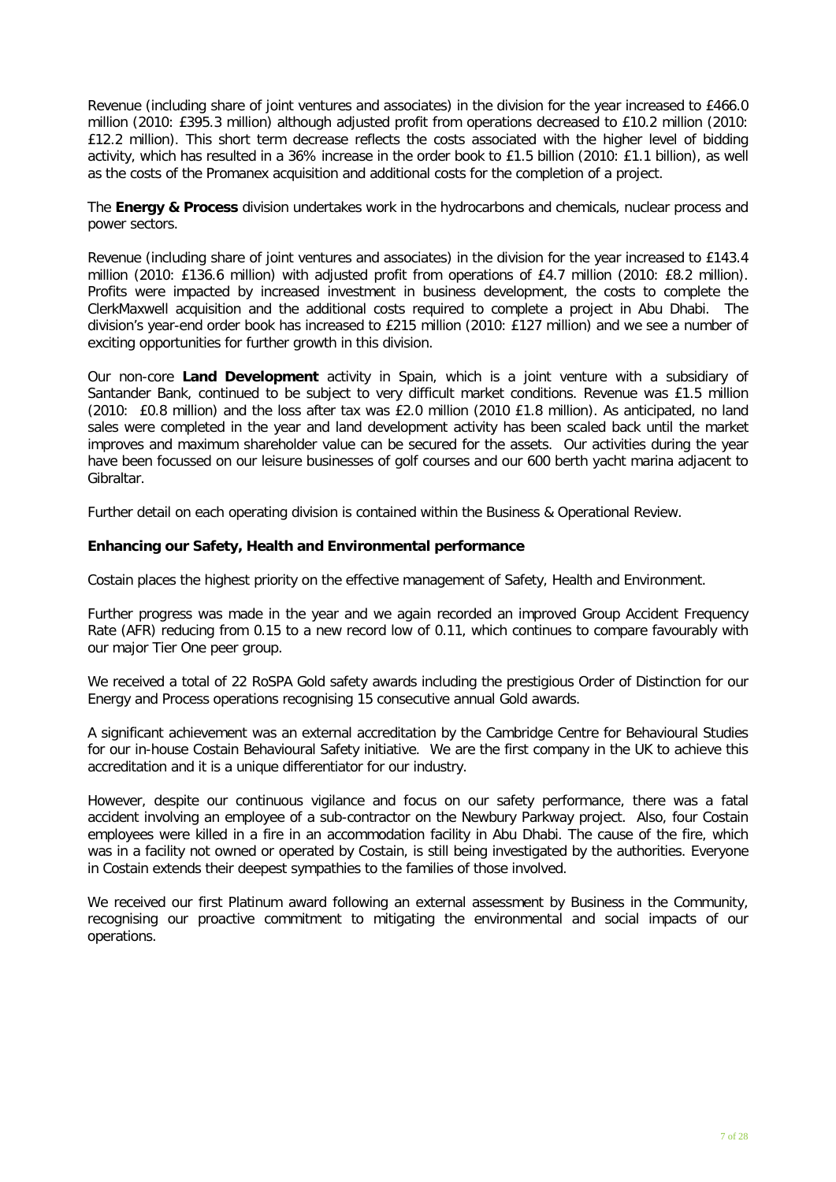Revenue (including share of joint ventures and associates) in the division for the year increased to £466.0 million (2010: £395.3 million) although adjusted profit from operations decreased to £10.2 million (2010: £12.2 million). This short term decrease reflects the costs associated with the higher level of bidding activity, which has resulted in a 36% increase in the order book to £1.5 billion (2010: £1.1 billion), as well as the costs of the Promanex acquisition and additional costs for the completion of a project.

The **Energy & Process** division undertakes work in the hydrocarbons and chemicals, nuclear process and power sectors.

Revenue (including share of joint ventures and associates) in the division for the year increased to £143.4 million (2010: £136.6 million) with adjusted profit from operations of £4.7 million (2010: £8.2 million). Profits were impacted by increased investment in business development, the costs to complete the ClerkMaxwell acquisition and the additional costs required to complete a project in Abu Dhabi. The division's year-end order book has increased to £215 million (2010: £127 million) and we see a number of exciting opportunities for further growth in this division.

Our non-core **Land Development** activity in Spain, which is a joint venture with a subsidiary of Santander Bank, continued to be subject to very difficult market conditions. Revenue was £1.5 million (2010: £0.8 million) and the loss after tax was £2.0 million (2010 £1.8 million). As anticipated, no land sales were completed in the year and land development activity has been scaled back until the market improves and maximum shareholder value can be secured for the assets. Our activities during the year have been focussed on our leisure businesses of golf courses and our 600 berth yacht marina adjacent to Gibraltar.

Further detail on each operating division is contained within the Business & Operational Review.

**Enhancing our Safety, Health and Environmental performance**

Costain places the highest priority on the effective management of Safety, Health and Environment.

Further progress was made in the year and we again recorded an improved Group Accident Frequency Rate (AFR) reducing from 0.15 to a new record low of 0.11, which continues to compare favourably with our major Tier One peer group.

We received a total of 22 RoSPA Gold safety awards including the prestigious Order of Distinction for our Energy and Process operations recognising 15 consecutive annual Gold awards.

A significant achievement was an external accreditation by the Cambridge Centre for Behavioural Studies for our in-house Costain Behavioural Safety initiative. We are the first company in the UK to achieve this accreditation and it is a unique differentiator for our industry.

However, despite our continuous vigilance and focus on our safety performance, there was a fatal accident involving an employee of a sub-contractor on the Newbury Parkway project. Also, four Costain employees were killed in a fire in an accommodation facility in Abu Dhabi. The cause of the fire, which was in a facility not owned or operated by Costain, is still being investigated by the authorities. Everyone in Costain extends their deepest sympathies to the families of those involved.

We received our first Platinum award following an external assessment by Business in the Community, recognising our proactive commitment to mitigating the environmental and social impacts of our operations.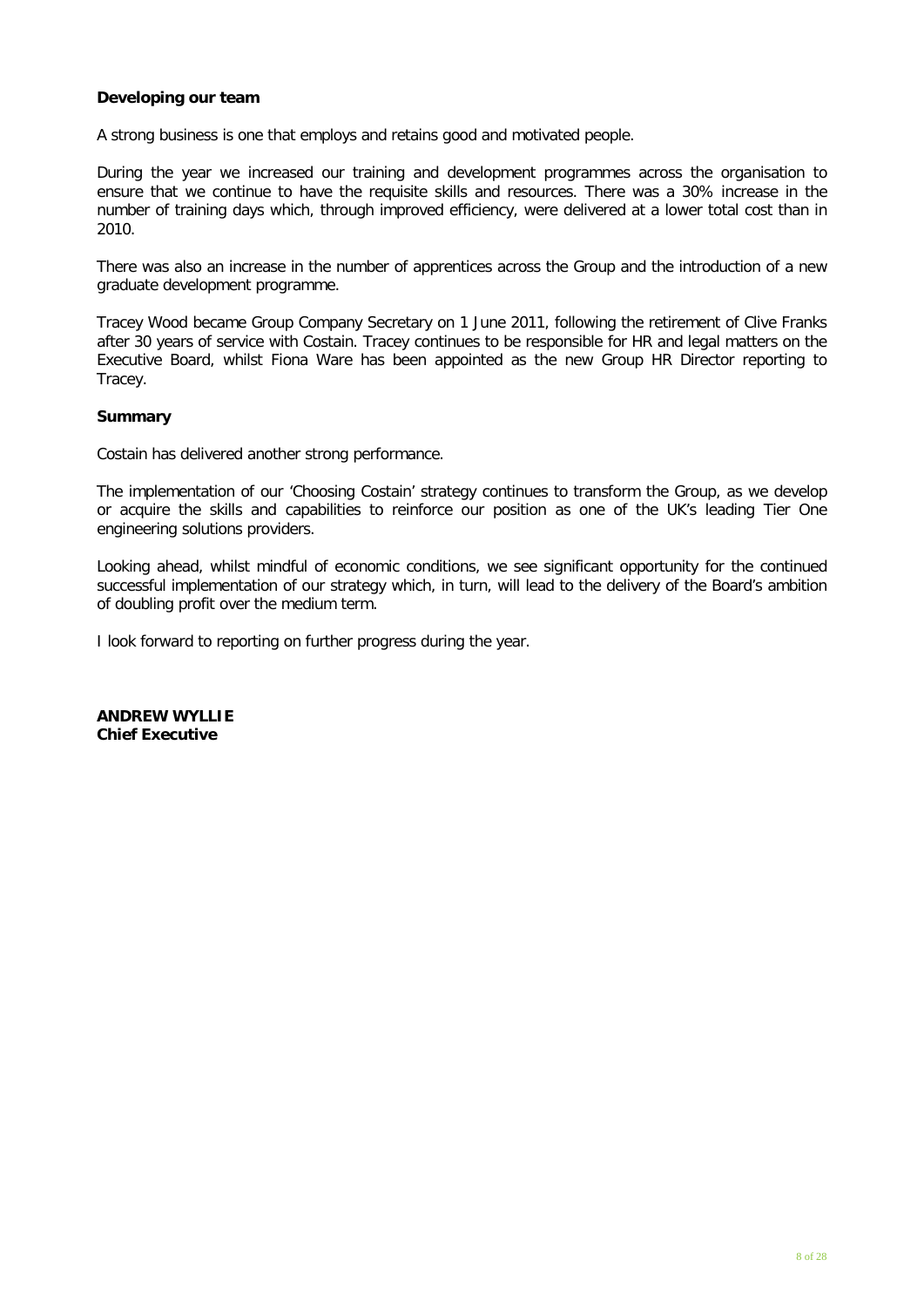**Developing our team**

A strong business is one that employs and retains good and motivated people.

During the year we increased our training and development programmes across the organisation to ensure that we continue to have the requisite skills and resources. There was a 30% increase in the number of training days which, through improved efficiency, were delivered at a lower total cost than in 2010.

There was also an increase in the number of apprentices across the Group and the introduction of a new graduate development programme.

Tracey Wood became Group Company Secretary on 1 June 2011, following the retirement of Clive Franks after 30 years of service with Costain. Tracey continues to be responsible for HR and legal matters on the Executive Board, whilst Fiona Ware has been appointed as the new Group HR Director reporting to Tracey.

**Summary**

Costain has delivered another strong performance.

The implementation of our 'Choosing Costain' strategy continues to transform the Group, as we develop or acquire the skills and capabilities to reinforce our position as one of the UK's leading Tier One engineering solutions providers.

Looking ahead, whilst mindful of economic conditions, we see significant opportunity for the continued successful implementation of our strategy which, in turn, will lead to the delivery of the Board's ambition of doubling profit over the medium term.

I look forward to reporting on further progress during the year.

**ANDREW WYLLIE**
**Chief Executive**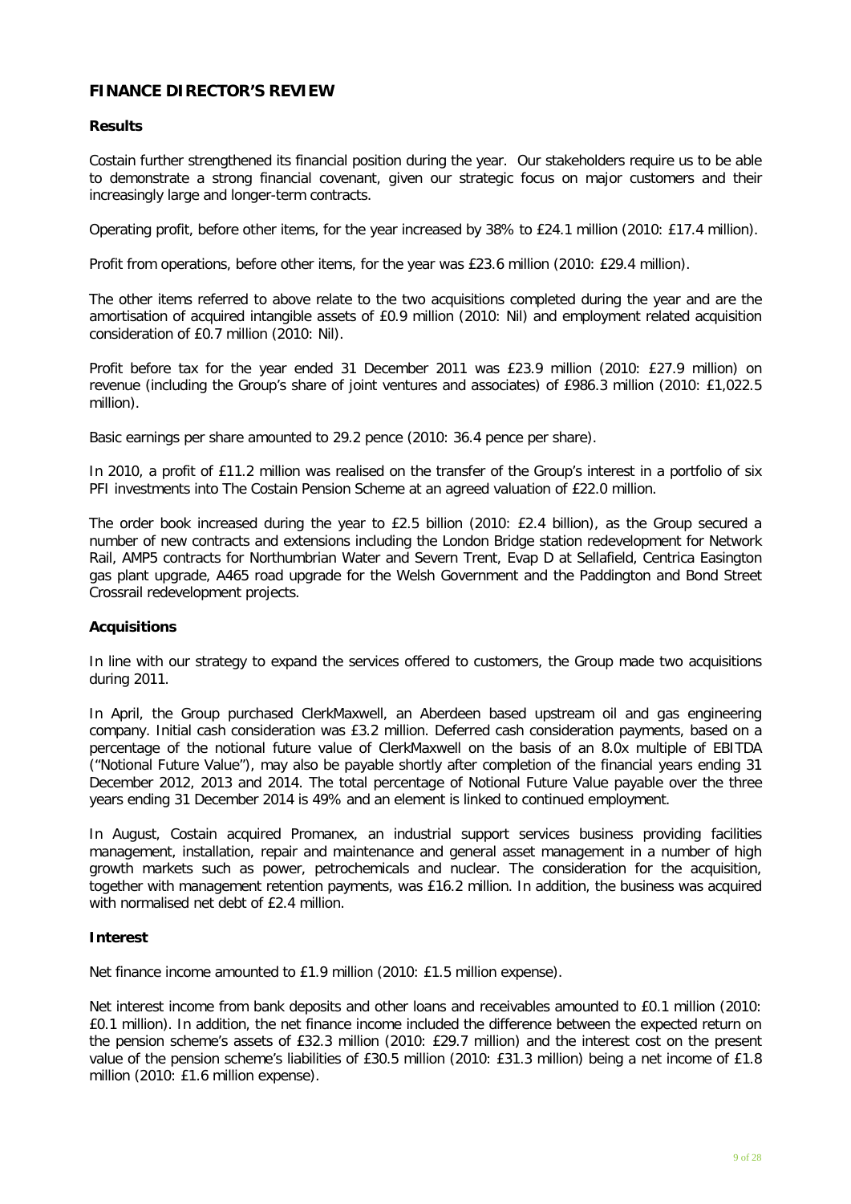## FINANCE DIRECTOR'S REVIEW

### Results

Costain further strengthened its financial position during the year. Our stakeholders require us to be able to demonstrate a strong financial covenant, given our strategic focus on major customers and their increasingly large and longer-term contracts.

Operating profit, before other items, for the year increased by 38% to £24.1 million (2010: £17.4 million).

Profit from operations, before other items, for the year was £23.6 million (2010: £29.4 million).

The other items referred to above relate to the two acquisitions completed during the year and are the amortisation of acquired intangible assets of £0.9 million (2010: Nil) and employment related acquisition consideration of £0.7 million (2010: Nil).

Profit before tax for the year ended 31 December 2011 was £23.9 million (2010: £27.9 million) on revenue (including the Group's share of joint ventures and associates) of £986.3 million (2010: £1,022.5 million).

Basic earnings per share amounted to 29.2 pence (2010: 36.4 pence per share).

In 2010, a profit of £11.2 million was realised on the transfer of the Group's interest in a portfolio of six PFI investments into The Costain Pension Scheme at an agreed valuation of £22.0 million.

The order book increased during the year to £2.5 billion (2010: £2.4 billion), as the Group secured a number of new contracts and extensions including the London Bridge station redevelopment for Network Rail, AMP5 contracts for Northumbrian Water and Severn Trent, Evap D at Sellafield, Centrica Easington gas plant upgrade, A465 road upgrade for the Welsh Government and the Paddington and Bond Street Crossrail redevelopment projects.

### Acquisitions

In line with our strategy to expand the services offered to customers, the Group made two acquisitions during 2011.

In April, the Group purchased ClerkMaxwell, an Aberdeen based upstream oil and gas engineering company. Initial cash consideration was £3.2 million. Deferred cash consideration payments, based on a percentage of the notional future value of ClerkMaxwell on the basis of an 8.0x multiple of EBITDA ("Notional Future Value"), may also be payable shortly after completion of the financial years ending 31 December 2012, 2013 and 2014. The total percentage of Notional Future Value payable over the three years ending 31 December 2014 is 49% and an element is linked to continued employment.

In August, Costain acquired Promanex, an industrial support services business providing facilities management, installation, repair and maintenance and general asset management in a number of high growth markets such as power, petrochemicals and nuclear. The consideration for the acquisition, together with management retention payments, was £16.2 million. In addition, the business was acquired with normalised net debt of £2.4 million.

### Interest

Net finance income amounted to £1.9 million (2010: £1.5 million expense).

Net interest income from bank deposits and other loans and receivables amounted to £0.1 million (2010: £0.1 million). In addition, the net finance income included the difference between the expected return on the pension scheme's assets of £32.3 million (2010: £29.7 million) and the interest cost on the present value of the pension scheme's liabilities of £30.5 million (2010: £31.3 million) being a net income of £1.8 million (2010: £1.6 million expense).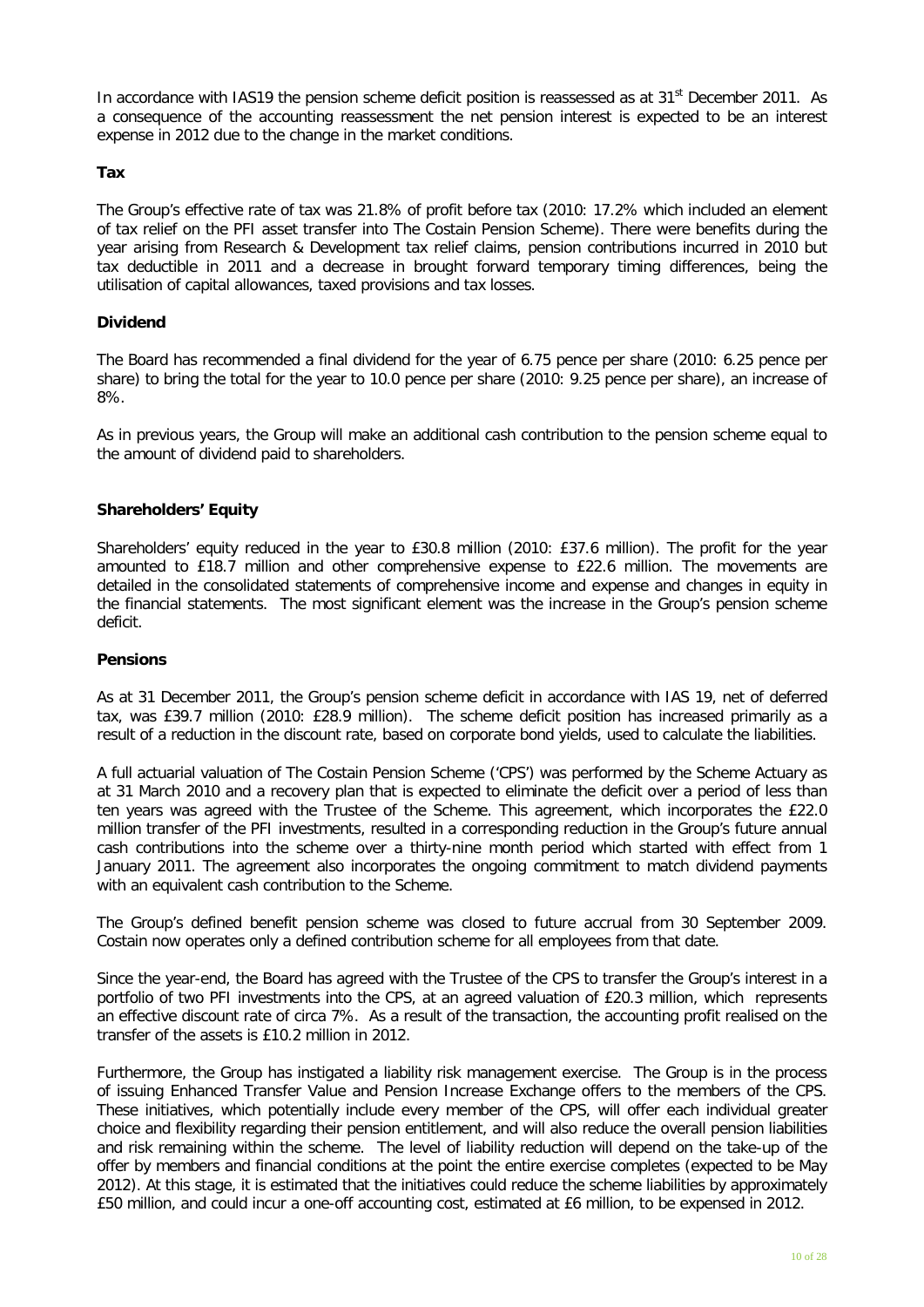In accordance with IAS19 the pension scheme deficit position is reassessed as at 31st December 2011. As a consequence of the accounting reassessment the net pension interest is expected to be an interest expense in 2012 due to the change in the market conditions.

**Tax**

The Group's effective rate of tax was 21.8% of profit before tax (2010: 17.2% which included an element of tax relief on the PFI asset transfer into The Costain Pension Scheme). There were benefits during the year arising from Research & Development tax relief claims, pension contributions incurred in 2010 but tax deductible in 2011 and a decrease in brought forward temporary timing differences, being the utilisation of capital allowances, taxed provisions and tax losses.

**Dividend**

The Board has recommended a final dividend for the year of 6.75 pence per share (2010: 6.25 pence per share) to bring the total for the year to 10.0 pence per share (2010: 9.25 pence per share), an increase of 8%.

As in previous years, the Group will make an additional cash contribution to the pension scheme equal to the amount of dividend paid to shareholders.

**Shareholders' Equity**

Shareholders' equity reduced in the year to £30.8 million (2010: £37.6 million). The profit for the year amounted to £18.7 million and other comprehensive expense to £22.6 million. The movements are detailed in the consolidated statements of comprehensive income and expense and changes in equity in the financial statements. The most significant element was the increase in the Group's pension scheme deficit.

**Pensions**

As at 31 December 2011, the Group's pension scheme deficit in accordance with IAS 19, net of deferred tax, was £39.7 million (2010: £28.9 million). The scheme deficit position has increased primarily as a result of a reduction in the discount rate, based on corporate bond yields, used to calculate the liabilities.

A full actuarial valuation of The Costain Pension Scheme ('CPS') was performed by the Scheme Actuary as at 31 March 2010 and a recovery plan that is expected to eliminate the deficit over a period of less than ten years was agreed with the Trustee of the Scheme. This agreement, which incorporates the £22.0 million transfer of the PFI investments, resulted in a corresponding reduction in the Group's future annual cash contributions into the scheme over a thirty-nine month period which started with effect from 1 January 2011. The agreement also incorporates the ongoing commitment to match dividend payments with an equivalent cash contribution to the Scheme.

The Group's defined benefit pension scheme was closed to future accrual from 30 September 2009. Costain now operates only a defined contribution scheme for all employees from that date.

Since the year-end, the Board has agreed with the Trustee of the CPS to transfer the Group's interest in a portfolio of two PFI investments into the CPS, at an agreed valuation of £20.3 million, which represents an effective discount rate of circa 7%. As a result of the transaction, the accounting profit realised on the transfer of the assets is £10.2 million in 2012.

Furthermore, the Group has instigated a liability risk management exercise. The Group is in the process of issuing Enhanced Transfer Value and Pension Increase Exchange offers to the members of the CPS. These initiatives, which potentially include every member of the CPS, will offer each individual greater choice and flexibility regarding their pension entitlement, and will also reduce the overall pension liabilities and risk remaining within the scheme. The level of liability reduction will depend on the take-up of the offer by members and financial conditions at the point the entire exercise completes (expected to be May 2012). At this stage, it is estimated that the initiatives could reduce the scheme liabilities by approximately £50 million, and could incur a one-off accounting cost, estimated at £6 million, to be expensed in 2012.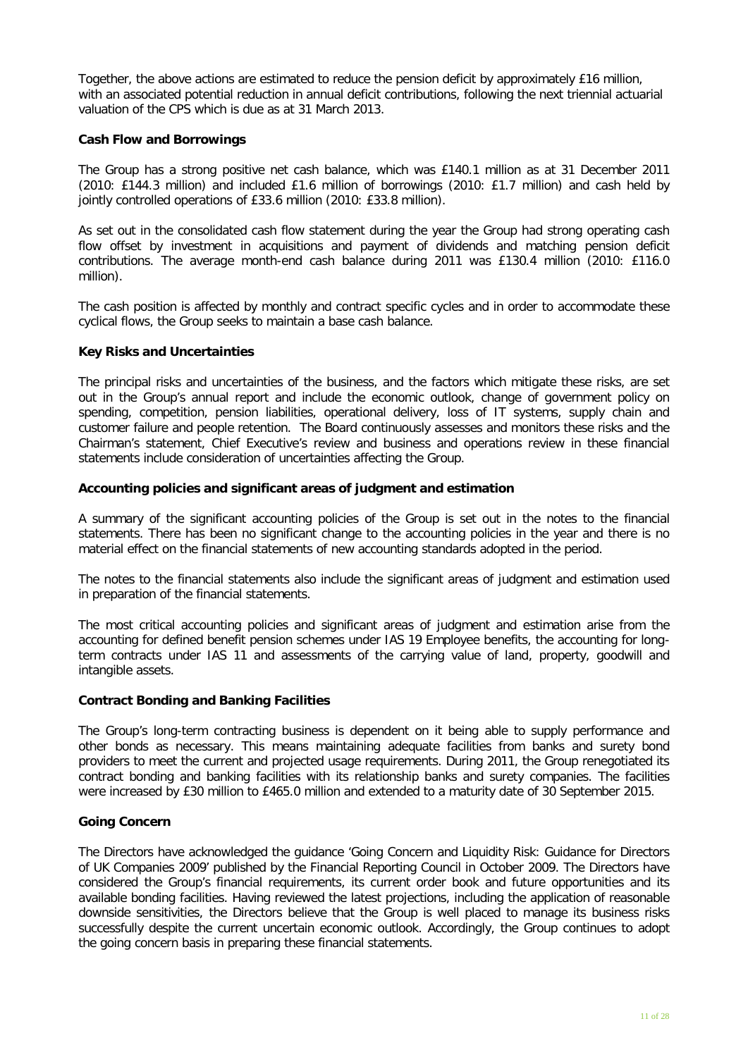Together, the above actions are estimated to reduce the pension deficit by approximately £16 million, with an associated potential reduction in annual deficit contributions, following the next triennial actuarial valuation of the CPS which is due as at 31 March 2013.

**Cash Flow and Borrowings**

The Group has a strong positive net cash balance, which was £140.1 million as at 31 December 2011 (2010: £144.3 million) and included £1.6 million of borrowings (2010: £1.7 million) and cash held by jointly controlled operations of £33.6 million (2010: £33.8 million).

As set out in the consolidated cash flow statement during the year the Group had strong operating cash flow offset by investment in acquisitions and payment of dividends and matching pension deficit contributions. The average month-end cash balance during 2011 was £130.4 million (2010: £116.0 million).

The cash position is affected by monthly and contract specific cycles and in order to accommodate these cyclical flows, the Group seeks to maintain a base cash balance.

**Key Risks and Uncertainties**

The principal risks and uncertainties of the business, and the factors which mitigate these risks, are set out in the Group's annual report and include the economic outlook, change of government policy on spending, competition, pension liabilities, operational delivery, loss of IT systems, supply chain and customer failure and people retention. The Board continuously assesses and monitors these risks and the Chairman's statement, Chief Executive's review and business and operations review in these financial statements include consideration of uncertainties affecting the Group.

**Accounting policies and significant areas of judgment and estimation**

A summary of the significant accounting policies of the Group is set out in the notes to the financial statements. There has been no significant change to the accounting policies in the year and there is no material effect on the financial statements of new accounting standards adopted in the period.

The notes to the financial statements also include the significant areas of judgment and estimation used in preparation of the financial statements.

The most critical accounting policies and significant areas of judgment and estimation arise from the accounting for defined benefit pension schemes under IAS 19 Employee benefits, the accounting for long-term contracts under IAS 11 and assessments of the carrying value of land, property, goodwill and intangible assets.

**Contract Bonding and Banking Facilities**

The Group's long-term contracting business is dependent on it being able to supply performance and other bonds as necessary. This means maintaining adequate facilities from banks and surety bond providers to meet the current and projected usage requirements. During 2011, the Group renegotiated its contract bonding and banking facilities with its relationship banks and surety companies. The facilities were increased by £30 million to £465.0 million and extended to a maturity date of 30 September 2015.

**Going Concern**

The Directors have acknowledged the guidance 'Going Concern and Liquidity Risk: Guidance for Directors of UK Companies 2009' published by the Financial Reporting Council in October 2009. The Directors have considered the Group's financial requirements, its current order book and future opportunities and its available bonding facilities. Having reviewed the latest projections, including the application of reasonable downside sensitivities, the Directors believe that the Group is well placed to manage its business risks successfully despite the current uncertain economic outlook. Accordingly, the Group continues to adopt the going concern basis in preparing these financial statements.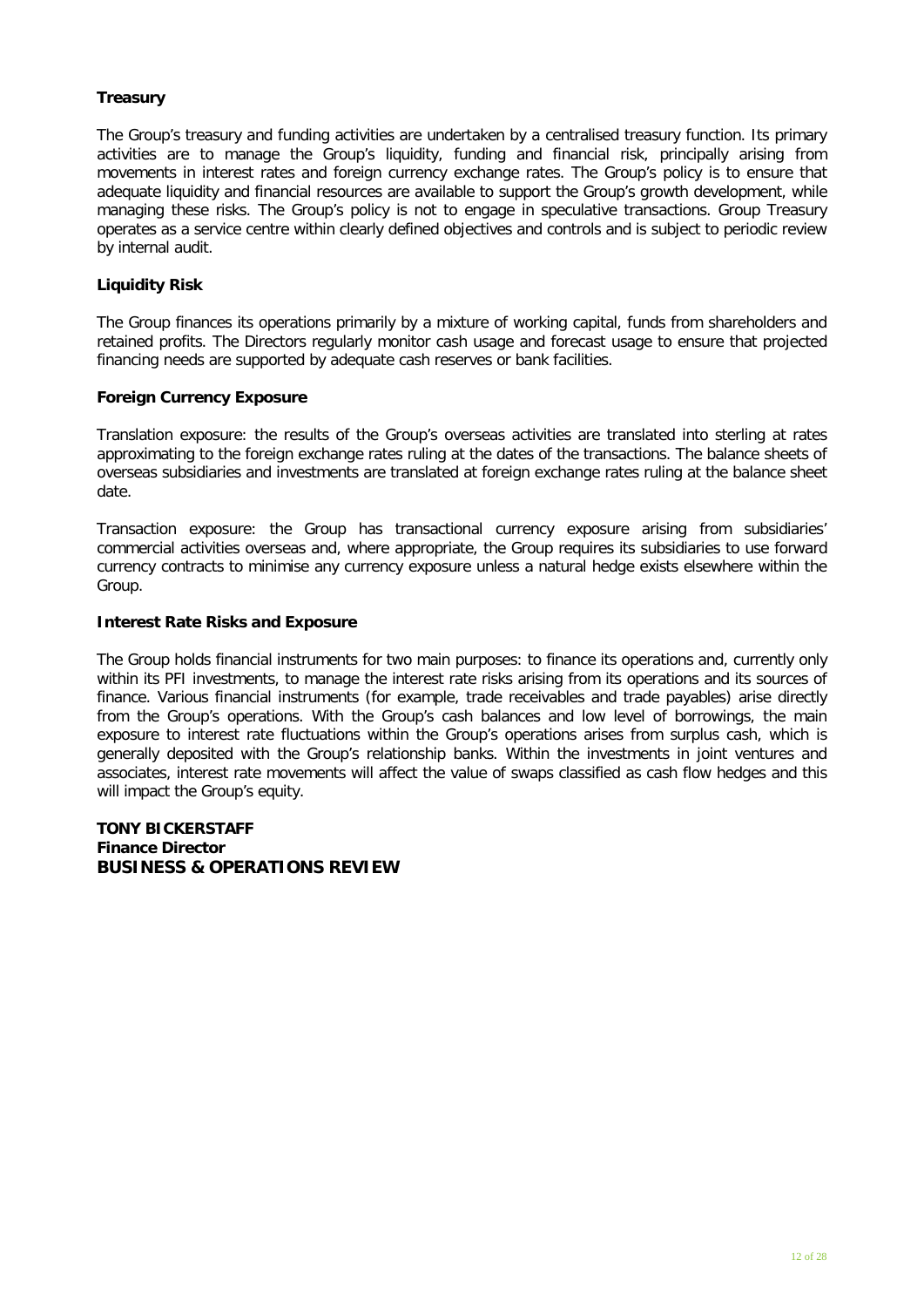### Treasury

The Group's treasury and funding activities are undertaken by a centralised treasury function. Its primary activities are to manage the Group's liquidity, funding and financial risk, principally arising from movements in interest rates and foreign currency exchange rates. The Group's policy is to ensure that adequate liquidity and financial resources are available to support the Group's growth development, while managing these risks. The Group's policy is not to engage in speculative transactions. Group Treasury operates as a service centre within clearly defined objectives and controls and is subject to periodic review by internal audit.

### Liquidity Risk

The Group finances its operations primarily by a mixture of working capital, funds from shareholders and retained profits. The Directors regularly monitor cash usage and forecast usage to ensure that projected financing needs are supported by adequate cash reserves or bank facilities.

### Foreign Currency Exposure

Translation exposure: the results of the Group's overseas activities are translated into sterling at rates approximating to the foreign exchange rates ruling at the dates of the transactions. The balance sheets of overseas subsidiaries and investments are translated at foreign exchange rates ruling at the balance sheet date.

Transaction exposure: the Group has transactional currency exposure arising from subsidiaries' commercial activities overseas and, where appropriate, the Group requires its subsidiaries to use forward currency contracts to minimise any currency exposure unless a natural hedge exists elsewhere within the Group.

### Interest Rate Risks and Exposure

The Group holds financial instruments for two main purposes: to finance its operations and, currently only within its PFI investments, to manage the interest rate risks arising from its operations and its sources of finance. Various financial instruments (for example, trade receivables and trade payables) arise directly from the Group's operations. With the Group's cash balances and low level of borrowings, the main exposure to interest rate fluctuations within the Group's operations arises from surplus cash, which is generally deposited with the Group's relationship banks. Within the investments in joint ventures and associates, interest rate movements will affect the value of swaps classified as cash flow hedges and this will impact the Group's equity.

**TONY BICKERSTAFF**
**Finance Director**

## BUSINESS & OPERATIONS REVIEW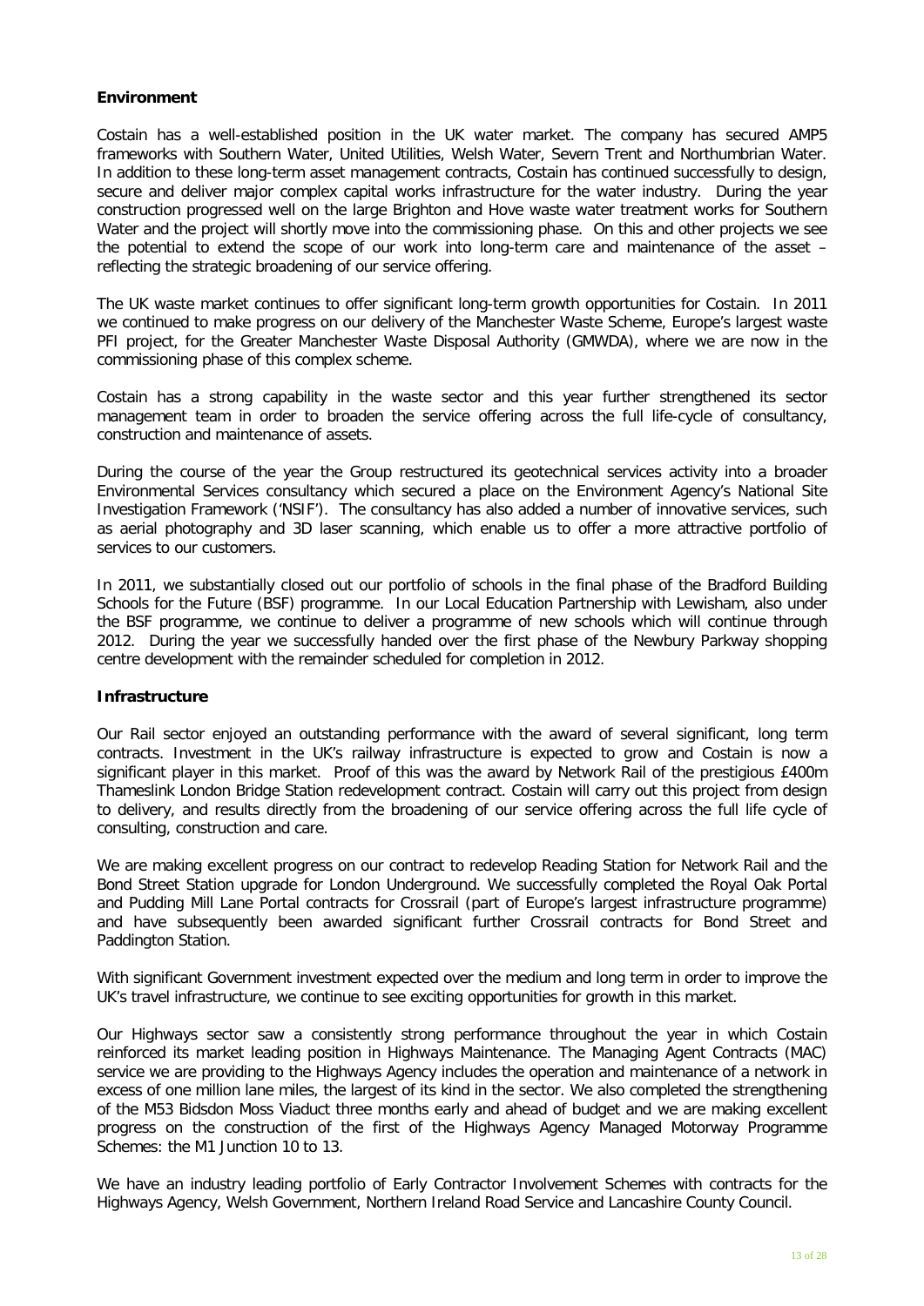**Environment**

Costain has a well-established position in the UK water market. The company has secured AMP5 frameworks with Southern Water, United Utilities, Welsh Water, Severn Trent and Northumbrian Water. In addition to these long-term asset management contracts, Costain has continued successfully to design, secure and deliver major complex capital works infrastructure for the water industry. During the year construction progressed well on the large Brighton and Hove waste water treatment works for Southern Water and the project will shortly move into the commissioning phase. On this and other projects we see the potential to extend the scope of our work into long-term care and maintenance of the asset – reflecting the strategic broadening of our service offering.

The UK waste market continues to offer significant long-term growth opportunities for Costain. In 2011 we continued to make progress on our delivery of the Manchester Waste Scheme, Europe's largest waste PFI project, for the Greater Manchester Waste Disposal Authority (GMWDA), where we are now in the commissioning phase of this complex scheme.

Costain has a strong capability in the waste sector and this year further strengthened its sector management team in order to broaden the service offering across the full life-cycle of consultancy, construction and maintenance of assets.

During the course of the year the Group restructured its geotechnical services activity into a broader Environmental Services consultancy which secured a place on the Environment Agency's National Site Investigation Framework ('NSIF'). The consultancy has also added a number of innovative services, such as aerial photography and 3D laser scanning, which enable us to offer a more attractive portfolio of services to our customers.

In 2011, we substantially closed out our portfolio of schools in the final phase of the Bradford Building Schools for the Future (BSF) programme. In our Local Education Partnership with Lewisham, also under the BSF programme, we continue to deliver a programme of new schools which will continue through 2012. During the year we successfully handed over the first phase of the Newbury Parkway shopping centre development with the remainder scheduled for completion in 2012.

**Infrastructure**

Our Rail sector enjoyed an outstanding performance with the award of several significant, long term contracts. Investment in the UK's railway infrastructure is expected to grow and Costain is now a significant player in this market. Proof of this was the award by Network Rail of the prestigious £400m Thameslink London Bridge Station redevelopment contract. Costain will carry out this project from design to delivery, and results directly from the broadening of our service offering across the full life cycle of consulting, construction and care.

We are making excellent progress on our contract to redevelop Reading Station for Network Rail and the Bond Street Station upgrade for London Underground. We successfully completed the Royal Oak Portal and Pudding Mill Lane Portal contracts for Crossrail (part of Europe's largest infrastructure programme) and have subsequently been awarded significant further Crossrail contracts for Bond Street and Paddington Station.

With significant Government investment expected over the medium and long term in order to improve the UK's travel infrastructure, we continue to see exciting opportunities for growth in this market.

Our Highways sector saw a consistently strong performance throughout the year in which Costain reinforced its market leading position in Highways Maintenance. The Managing Agent Contracts (MAC) service we are providing to the Highways Agency includes the operation and maintenance of a network in excess of one million lane miles, the largest of its kind in the sector. We also completed the strengthening of the M53 Bidsdon Moss Viaduct three months early and ahead of budget and we are making excellent progress on the construction of the first of the Highways Agency Managed Motorway Programme Schemes: the M1 Junction 10 to 13.

We have an industry leading portfolio of Early Contractor Involvement Schemes with contracts for the Highways Agency, Welsh Government, Northern Ireland Road Service and Lancashire County Council.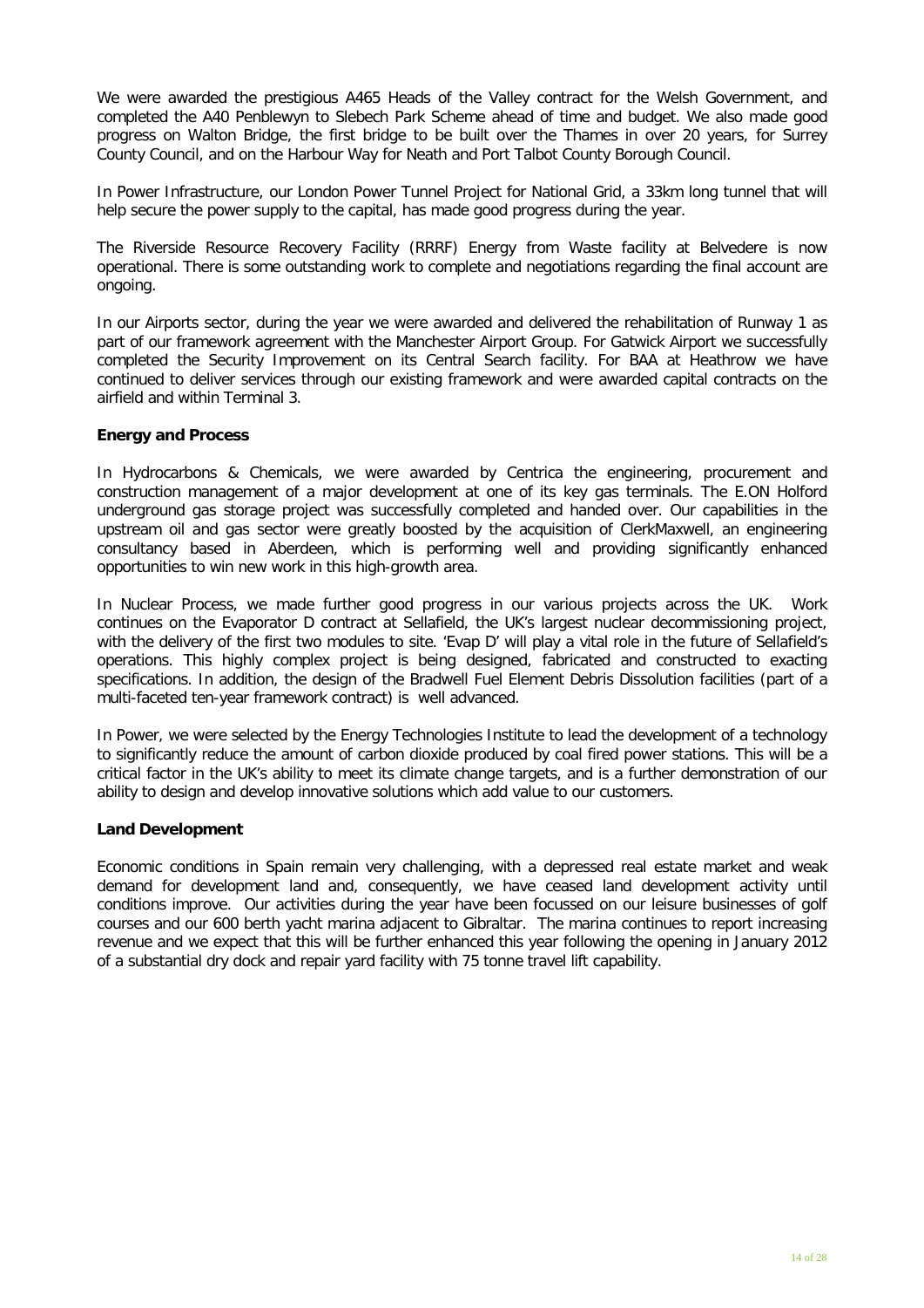We were awarded the prestigious A465 Heads of the Valley contract for the Welsh Government, and completed the A40 Penblewyn to Slebech Park Scheme ahead of time and budget. We also made good progress on Walton Bridge, the first bridge to be built over the Thames in over 20 years, for Surrey County Council, and on the Harbour Way for Neath and Port Talbot County Borough Council.

In Power Infrastructure, our London Power Tunnel Project for National Grid, a 33km long tunnel that will help secure the power supply to the capital, has made good progress during the year.

The Riverside Resource Recovery Facility (RRRF) Energy from Waste facility at Belvedere is now operational. There is some outstanding work to complete and negotiations regarding the final account are ongoing.

In our Airports sector, during the year we were awarded and delivered the rehabilitation of Runway 1 as part of our framework agreement with the Manchester Airport Group. For Gatwick Airport we successfully completed the Security Improvement on its Central Search facility. For BAA at Heathrow we have continued to deliver services through our existing framework and were awarded capital contracts on the airfield and within Terminal 3.

**Energy and Process**

In Hydrocarbons & Chemicals, we were awarded by Centrica the engineering, procurement and construction management of a major development at one of its key gas terminals. The E.ON Holford underground gas storage project was successfully completed and handed over. Our capabilities in the upstream oil and gas sector were greatly boosted by the acquisition of ClerkMaxwell, an engineering consultancy based in Aberdeen, which is performing well and providing significantly enhanced opportunities to win new work in this high-growth area.

In Nuclear Process, we made further good progress in our various projects across the UK. Work continues on the Evaporator D contract at Sellafield, the UK's largest nuclear decommissioning project, with the delivery of the first two modules to site. 'Evap D' will play a vital role in the future of Sellafield's operations. This highly complex project is being designed, fabricated and constructed to exacting specifications. In addition, the design of the Bradwell Fuel Element Debris Dissolution facilities (part of a multi-faceted ten-year framework contract) is well advanced.

In Power, we were selected by the Energy Technologies Institute to lead the development of a technology to significantly reduce the amount of carbon dioxide produced by coal fired power stations. This will be a critical factor in the UK's ability to meet its climate change targets, and is a further demonstration of our ability to design and develop innovative solutions which add value to our customers.

**Land Development**

Economic conditions in Spain remain very challenging, with a depressed real estate market and weak demand for development land and, consequently, we have ceased land development activity until conditions improve. Our activities during the year have been focussed on our leisure businesses of golf courses and our 600 berth yacht marina adjacent to Gibraltar. The marina continues to report increasing revenue and we expect that this will be further enhanced this year following the opening in January 2012 of a substantial dry dock and repair yard facility with 75 tonne travel lift capability.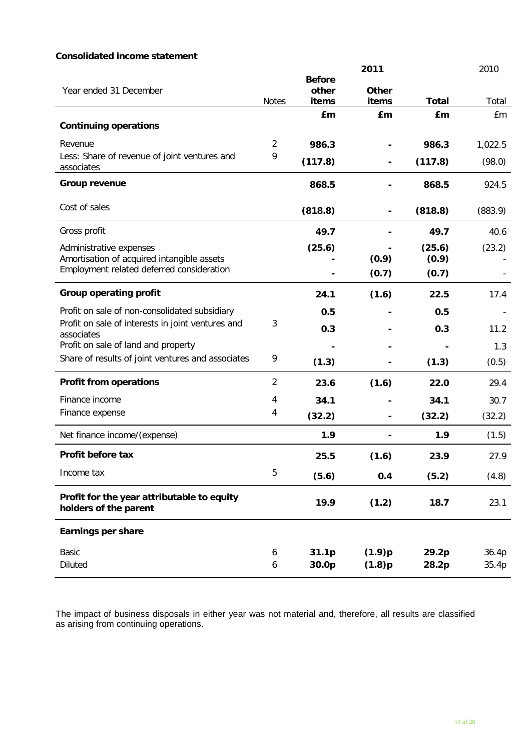**Consolidated income statement**

| Year ended 31 December | Notes | 2011 Before other items | 2011 Other items | 2011 Total | 2010 Total |
|---|---|---|---|---|---|
| | | £m | £m | £m | £m |
| **Continuing operations** | | | | | |
| Revenue | 2 | **986.3** | **-** | **986.3** | 1,022.5 |
| Less: Share of revenue of joint ventures and associates | 9 | **(117.8)** | **-** | **(117.8)** | (98.0) |
| **Group revenue** | | **868.5** | **-** | **868.5** | 924.5 |
| Cost of sales | | **(818.8)** | **-** | **(818.8)** | (883.9) |
| Gross profit | | **49.7** | **-** | **49.7** | 40.6 |
| Administrative expenses | | **(25.6)** | **-** | **(25.6)** | (23.2) |
| Amortisation of acquired intangible assets | | **-** | **(0.9)** | **(0.9)** | - |
| Employment related deferred consideration | | **-** | **(0.7)** | **(0.7)** | - |
| **Group operating profit** | | **24.1** | **(1.6)** | **22.5** | 17.4 |
| Profit on sale of non-consolidated subsidiary | | **0.5** | **-** | **0.5** | - |
| Profit on sale of interests in joint ventures and associates | 3 | **0.3** | **-** | **0.3** | 11.2 |
| Profit on sale of land and property | | **-** | **-** | **-** | 1.3 |
| Share of results of joint ventures and associates | 9 | **(1.3)** | **-** | **(1.3)** | (0.5) |
| **Profit from operations** | 2 | **23.6** | **(1.6)** | **22.0** | 29.4 |
| Finance income | 4 | **34.1** | **-** | **34.1** | 30.7 |
| Finance expense | 4 | **(32.2)** | **-** | **(32.2)** | (32.2) |
| Net finance income/(expense) | | **1.9** | **-** | **1.9** | (1.5) |
| **Profit before tax** | | **25.5** | **(1.6)** | **23.9** | 27.9 |
| Income tax | 5 | **(5.6)** | **0.4** | **(5.2)** | (4.8) |
| **Profit for the year attributable to equity holders of the parent** | | **19.9** | **(1.2)** | **18.7** | 23.1 |
| **Earnings per share** | | | | | |
| Basic | 6 | **31.1p** | **(1.9)p** | **29.2p** | 36.4p |
| Diluted | 6 | **30.0p** | **(1.8)p** | **28.2p** | 35.4p |

The impact of business disposals in either year was not material and, therefore, all results are classified as arising from continuing operations.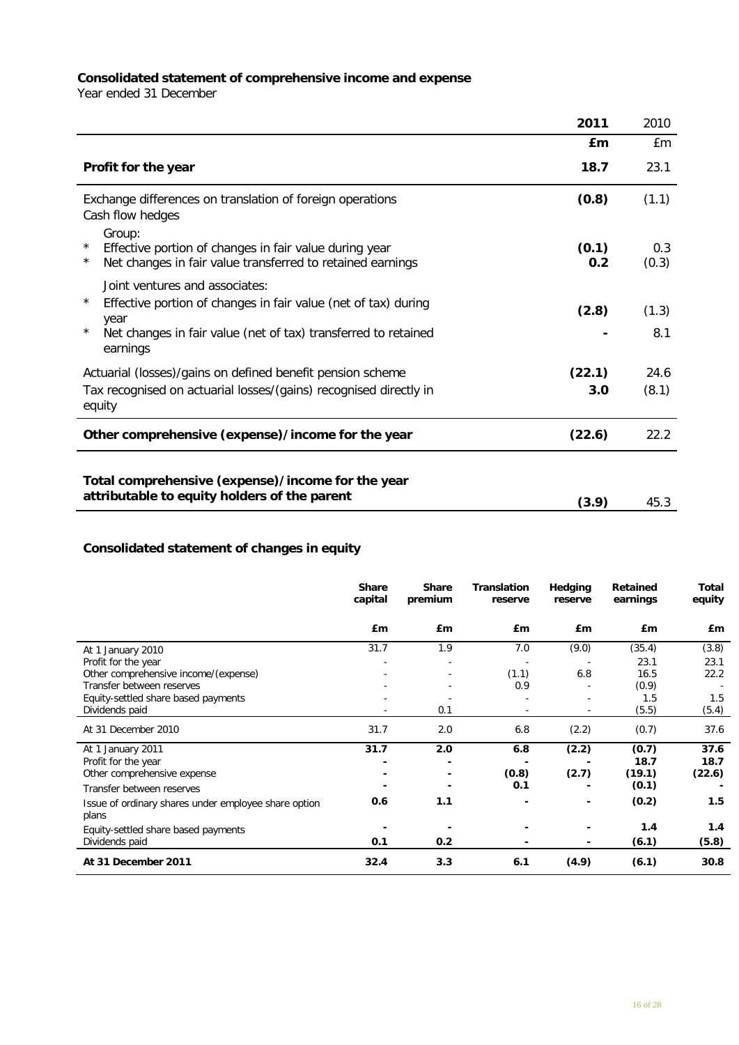**Consolidated statement of comprehensive income and expense**

Year ended 31 December

| | 2011 | 2010 |
|---|---|---|
| | £m | £m |
| **Profit for the year** | **18.7** | 23.1 |
| Exchange differences on translation of foreign operations | **(0.8)** | (1.1) |
| Cash flow hedges | | |
| Group: | | |
| * Effective portion of changes in fair value during year | **(0.1)** | 0.3 |
| * Net changes in fair value transferred to retained earnings | **0.2** | (0.3) |
| Joint ventures and associates: | | |
| * Effective portion of changes in fair value (net of tax) during year | **(2.8)** | (1.3) |
| * Net changes in fair value (net of tax) transferred to retained earnings | **-** | 8.1 |
| Actuarial (losses)/gains on defined benefit pension scheme | **(22.1)** | 24.6 |
| Tax recognised on actuarial losses/(gains) recognised directly in equity | **3.0** | (8.1) |
| **Other comprehensive (expense)/income for the year** | **(22.6)** | 22.2 |
| **Total comprehensive (expense)/income for the year attributable to equity holders of the parent** | **(3.9)** | 45.3 |

**Consolidated statement of changes in equity**

| | Share capital | Share premium | Translation reserve | Hedging reserve | Retained earnings | Total equity |
|---|---|---|---|---|---|---|
| | £m | £m | £m | £m | £m | £m |
| At 1 January 2010 | 31.7 | 1.9 | 7.0 | (9.0) | (35.4) | (3.8) |
| Profit for the year | - | - | - | - | 23.1 | 23.1 |
| Other comprehensive income/(expense) | - | - | (1.1) | 6.8 | 16.5 | 22.2 |
| Transfer between reserves | - | - | 0.9 | - | (0.9) | - |
| Equity-settled share based payments | - | - | - | - | 1.5 | 1.5 |
| Dividends paid | - | 0.1 | - | - | (5.5) | (5.4) |
| At 31 December 2010 | 31.7 | 2.0 | 6.8 | (2.2) | (0.7) | 37.6 |
| At 1 January 2011 | **31.7** | **2.0** | **6.8** | **(2.2)** | **(0.7)** | **37.6** |
| Profit for the year | **-** | **-** | **-** | **-** | **18.7** | **18.7** |
| Other comprehensive expense | **-** | **-** | **(0.8)** | **(2.7)** | **(19.1)** | **(22.6)** |
| Transfer between reserves | **-** | **-** | **0.1** | **-** | **(0.1)** | **-** |
| Issue of ordinary shares under employee share option plans | **0.6** | **1.1** | **-** | **-** | **(0.2)** | **1.5** |
| Equity-settled share based payments | **-** | **-** | **-** | **-** | **1.4** | **1.4** |
| Dividends paid | **0.1** | **0.2** | **-** | **-** | **(6.1)** | **(5.8)** |
| **At 31 December 2011** | **32.4** | **3.3** | **6.1** | **(4.9)** | **(6.1)** | **30.8** |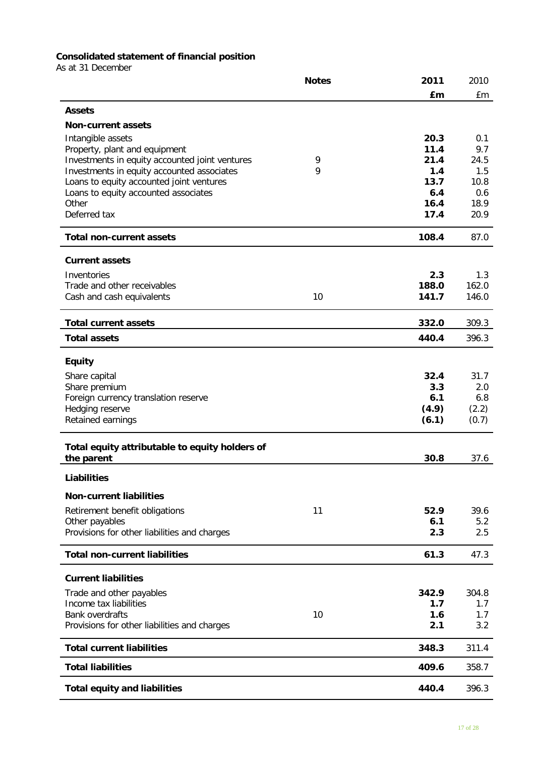**Consolidated statement of financial position**

As at 31 December

| | Notes | 2011 | 2010 |
|---|---|---|---|
| | | **£m** | £m |
| **Assets** | | | |
| **Non-current assets** | | | |
| Intangible assets | | **20.3** | 0.1 |
| Property, plant and equipment | | **11.4** | 9.7 |
| Investments in equity accounted joint ventures | 9 | **21.4** | 24.5 |
| Investments in equity accounted associates | 9 | **1.4** | 1.5 |
| Loans to equity accounted joint ventures | | **13.7** | 10.8 |
| Loans to equity accounted associates | | **6.4** | 0.6 |
| Other | | **16.4** | 18.9 |
| Deferred tax | | **17.4** | 20.9 |
| **Total non-current assets** | | **108.4** | 87.0 |
| **Current assets** | | | |
| Inventories | | **2.3** | 1.3 |
| Trade and other receivables | | **188.0** | 162.0 |
| Cash and cash equivalents | 10 | **141.7** | 146.0 |
| **Total current assets** | | **332.0** | 309.3 |
| **Total assets** | | **440.4** | 396.3 |
| **Equity** | | | |
| Share capital | | **32.4** | 31.7 |
| Share premium | | **3.3** | 2.0 |
| Foreign currency translation reserve | | **6.1** | 6.8 |
| Hedging reserve | | **(4.9)** | (2.2) |
| Retained earnings | | **(6.1)** | (0.7) |
| **Total equity attributable to equity holders of the parent** | | **30.8** | 37.6 |
| **Liabilities** | | | |
| **Non-current liabilities** | | | |
| Retirement benefit obligations | 11 | **52.9** | 39.6 |
| Other payables | | **6.1** | 5.2 |
| Provisions for other liabilities and charges | | **2.3** | 2.5 |
| **Total non-current liabilities** | | **61.3** | 47.3 |
| **Current liabilities** | | | |
| Trade and other payables | | **342.9** | 304.8 |
| Income tax liabilities | | **1.7** | 1.7 |
| Bank overdrafts | 10 | **1.6** | 1.7 |
| Provisions for other liabilities and charges | | **2.1** | 3.2 |
| **Total current liabilities** | | **348.3** | 311.4 |
| **Total liabilities** | | **409.6** | 358.7 |
| **Total equity and liabilities** | | **440.4** | 396.3 |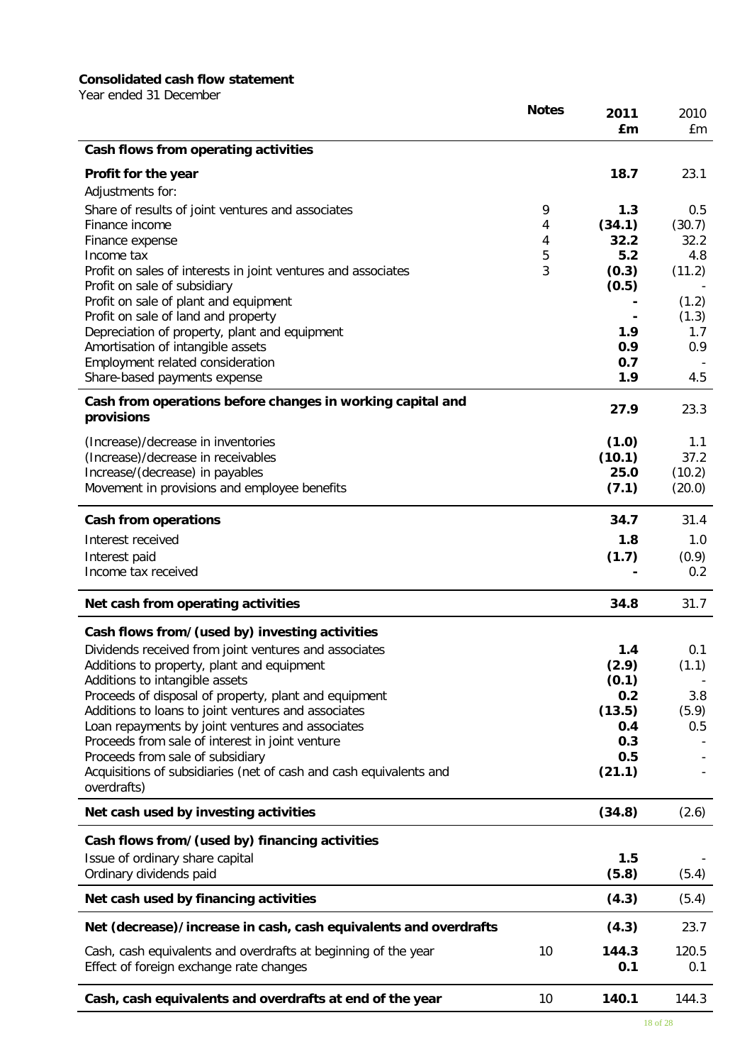**Consolidated cash flow statement**

Year ended 31 December

| | Notes | 2011 £m | 2010 £m |
|---|---|---|---|
| **Cash flows from operating activities** | | | |
| **Profit for the year** | | **18.7** | 23.1 |
| Adjustments for: | | | |
| Share of results of joint ventures and associates | 9 | **1.3** | 0.5 |
| Finance income | 4 | **(34.1)** | (30.7) |
| Finance expense | 4 | **32.2** | 32.2 |
| Income tax | 5 | **5.2** | 4.8 |
| Profit on sales of interests in joint ventures and associates | 3 | **(0.3)** | (11.2) |
| Profit on sale of subsidiary | | **(0.5)** | - |
| Profit on sale of plant and equipment | | **-** | (1.2) |
| Profit on sale of land and property | | **-** | (1.3) |
| Depreciation of property, plant and equipment | | **1.9** | 1.7 |
| Amortisation of intangible assets | | **0.9** | 0.9 |
| Employment related consideration | | **0.7** | - |
| Share-based payments expense | | **1.9** | 4.5 |
| **Cash from operations before changes in working capital and provisions** | | **27.9** | 23.3 |
| (Increase)/decrease in inventories | | **(1.0)** | 1.1 |
| (Increase)/decrease in receivables | | **(10.1)** | 37.2 |
| Increase/(decrease) in payables | | **25.0** | (10.2) |
| Movement in provisions and employee benefits | | **(7.1)** | (20.0) |
| **Cash from operations** | | **34.7** | 31.4 |
| Interest received | | **1.8** | 1.0 |
| Interest paid | | **(1.7)** | (0.9) |
| Income tax received | | **-** | 0.2 |
| **Net cash from operating activities** | | **34.8** | 31.7 |
| **Cash flows from/(used by) investing activities** | | | |
| Dividends received from joint ventures and associates | | **1.4** | 0.1 |
| Additions to property, plant and equipment | | **(2.9)** | (1.1) |
| Additions to intangible assets | | **(0.1)** | - |
| Proceeds of disposal of property, plant and equipment | | **0.2** | 3.8 |
| Additions to loans to joint ventures and associates | | **(13.5)** | (5.9) |
| Loan repayments by joint ventures and associates | | **0.4** | 0.5 |
| Proceeds from sale of interest in joint venture | | **0.3** | - |
| Proceeds from sale of subsidiary | | **0.5** | - |
| Acquisitions of subsidiaries (net of cash and cash equivalents and overdrafts) | | **(21.1)** | - |
| **Net cash used by investing activities** | | **(34.8)** | (2.6) |
| **Cash flows from/(used by) financing activities** | | | |
| Issue of ordinary share capital | | **1.5** | - |
| Ordinary dividends paid | | **(5.8)** | (5.4) |
| **Net cash used by financing activities** | | **(4.3)** | (5.4) |
| **Net (decrease)/increase in cash, cash equivalents and overdrafts** | | **(4.3)** | 23.7 |
| Cash, cash equivalents and overdrafts at beginning of the year | 10 | **144.3** | 120.5 |
| Effect of foreign exchange rate changes | | **0.1** | 0.1 |
| **Cash, cash equivalents and overdrafts at end of the year** | 10 | **140.1** | 144.3 |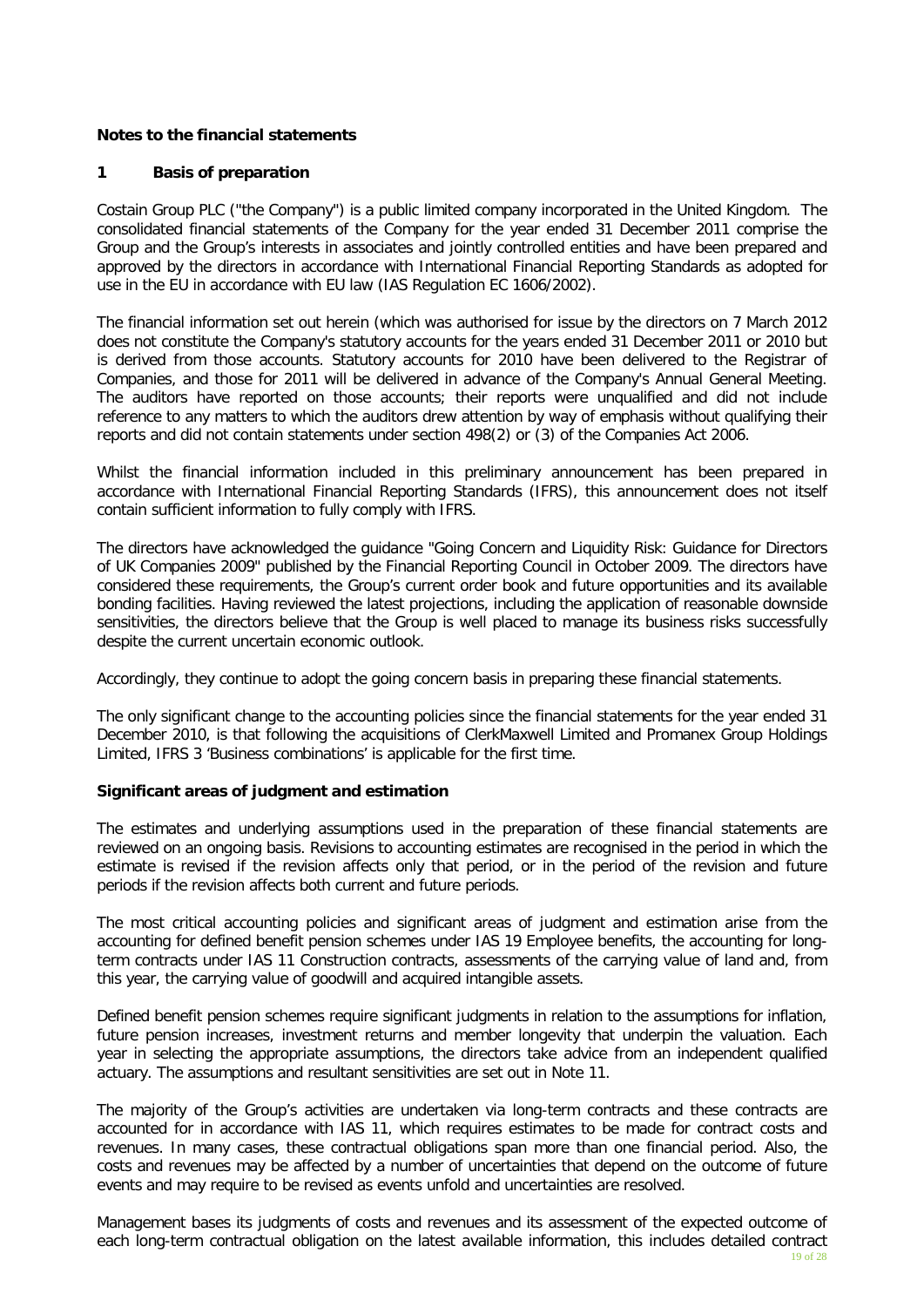**Notes to the financial statements**

**1 Basis of preparation**

Costain Group PLC ("the Company") is a public limited company incorporated in the United Kingdom. The consolidated financial statements of the Company for the year ended 31 December 2011 comprise the Group and the Group's interests in associates and jointly controlled entities and have been prepared and approved by the directors in accordance with International Financial Reporting Standards as adopted for use in the EU in accordance with EU law (IAS Regulation EC 1606/2002).

The financial information set out herein (which was authorised for issue by the directors on 7 March 2012 does not constitute the Company's statutory accounts for the years ended 31 December 2011 or 2010 but is derived from those accounts. Statutory accounts for 2010 have been delivered to the Registrar of Companies, and those for 2011 will be delivered in advance of the Company's Annual General Meeting. The auditors have reported on those accounts; their reports were unqualified and did not include reference to any matters to which the auditors drew attention by way of emphasis without qualifying their reports and did not contain statements under section 498(2) or (3) of the Companies Act 2006.

Whilst the financial information included in this preliminary announcement has been prepared in accordance with International Financial Reporting Standards (IFRS), this announcement does not itself contain sufficient information to fully comply with IFRS.

The directors have acknowledged the guidance "Going Concern and Liquidity Risk: Guidance for Directors of UK Companies 2009" published by the Financial Reporting Council in October 2009. The directors have considered these requirements, the Group's current order book and future opportunities and its available bonding facilities. Having reviewed the latest projections, including the application of reasonable downside sensitivities, the directors believe that the Group is well placed to manage its business risks successfully despite the current uncertain economic outlook.

Accordingly, they continue to adopt the going concern basis in preparing these financial statements.

The only significant change to the accounting policies since the financial statements for the year ended 31 December 2010, is that following the acquisitions of ClerkMaxwell Limited and Promanex Group Holdings Limited, IFRS 3 'Business combinations' is applicable for the first time.

**Significant areas of judgment and estimation**

The estimates and underlying assumptions used in the preparation of these financial statements are reviewed on an ongoing basis. Revisions to accounting estimates are recognised in the period in which the estimate is revised if the revision affects only that period, or in the period of the revision and future periods if the revision affects both current and future periods.

The most critical accounting policies and significant areas of judgment and estimation arise from the accounting for defined benefit pension schemes under IAS 19 Employee benefits, the accounting for long-term contracts under IAS 11 Construction contracts, assessments of the carrying value of land and, from this year, the carrying value of goodwill and acquired intangible assets.

Defined benefit pension schemes require significant judgments in relation to the assumptions for inflation, future pension increases, investment returns and member longevity that underpin the valuation. Each year in selecting the appropriate assumptions, the directors take advice from an independent qualified actuary. The assumptions and resultant sensitivities are set out in Note 11.

The majority of the Group's activities are undertaken via long-term contracts and these contracts are accounted for in accordance with IAS 11, which requires estimates to be made for contract costs and revenues. In many cases, these contractual obligations span more than one financial period. Also, the costs and revenues may be affected by a number of uncertainties that depend on the outcome of future events and may require to be revised as events unfold and uncertainties are resolved.

Management bases its judgments of costs and revenues and its assessment of the expected outcome of each long-term contractual obligation on the latest available information, this includes detailed contract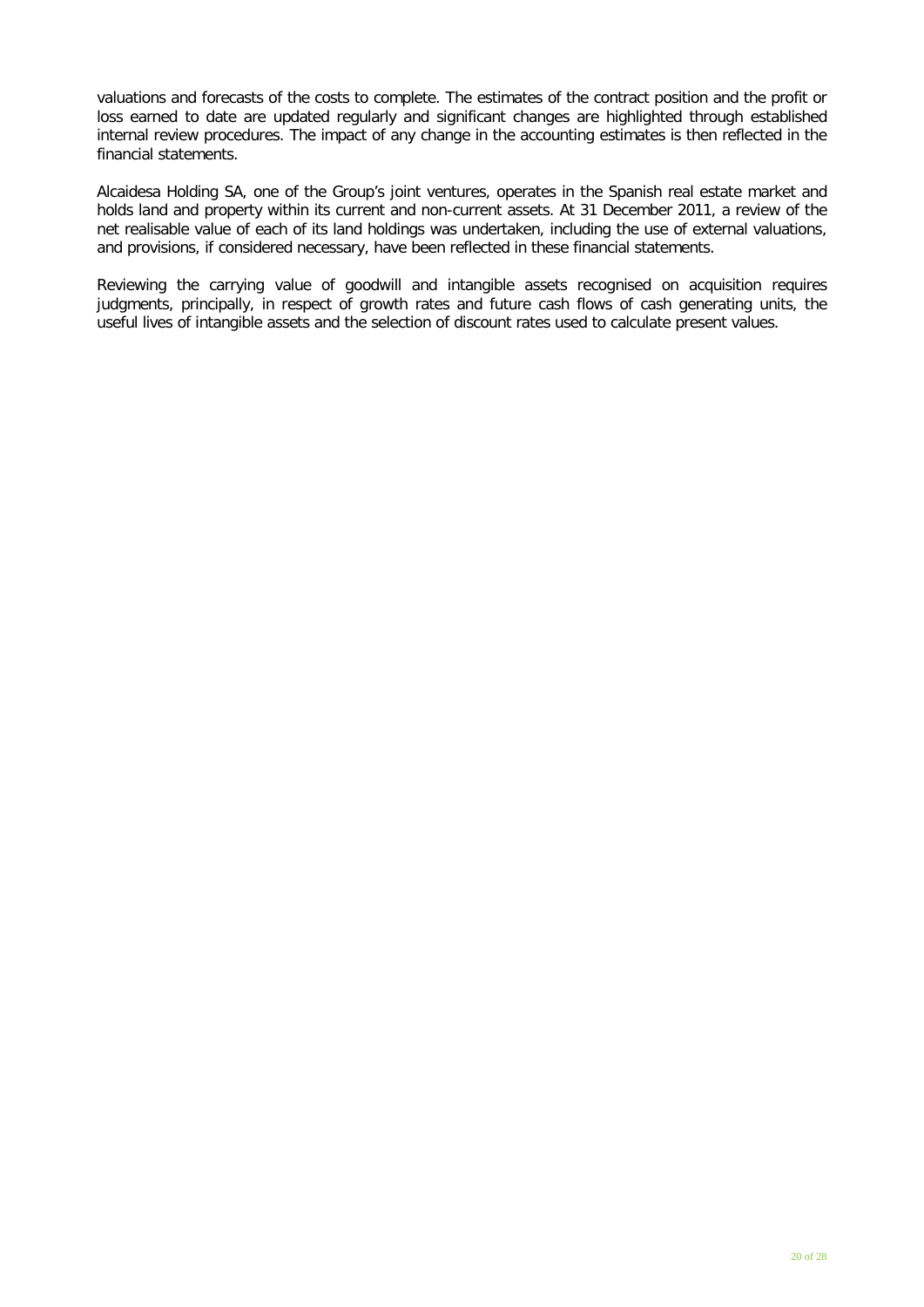valuations and forecasts of the costs to complete. The estimates of the contract position and the profit or loss earned to date are updated regularly and significant changes are highlighted through established internal review procedures. The impact of any change in the accounting estimates is then reflected in the financial statements.

Alcaidesa Holding SA, one of the Group's joint ventures, operates in the Spanish real estate market and holds land and property within its current and non-current assets. At 31 December 2011, a review of the net realisable value of each of its land holdings was undertaken, including the use of external valuations, and provisions, if considered necessary, have been reflected in these financial statements.

Reviewing the carrying value of goodwill and intangible assets recognised on acquisition requires judgments, principally, in respect of growth rates and future cash flows of cash generating units, the useful lives of intangible assets and the selection of discount rates used to calculate present values.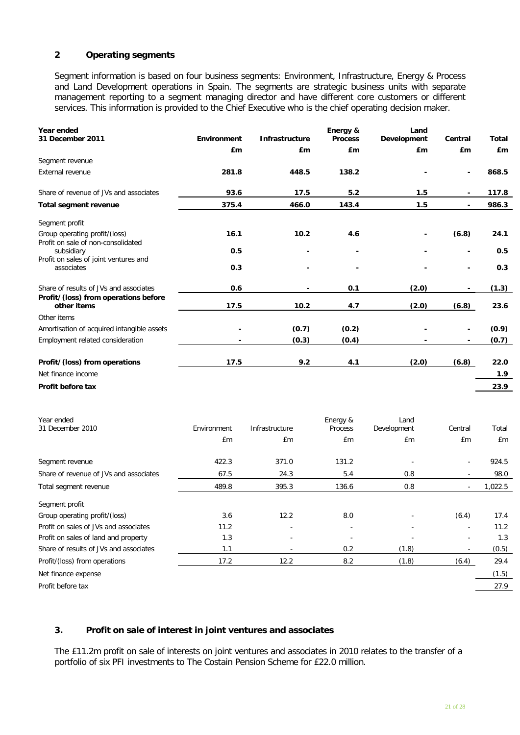## 2 Operating segments

Segment information is based on four business segments: Environment, Infrastructure, Energy & Process and Land Development operations in Spain. The segments are strategic business units with separate management reporting to a segment managing director and have different core customers or different services. This information is provided to the Chief Executive who is the chief operating decision maker.

| **Year ended 31 December 2011** | **Environment** | **Infrastructure** | **Energy & Process** | **Land Development** | **Central** | **Total** |
|---|---|---|---|---|---|---|
| | **£m** | **£m** | **£m** | **£m** | **£m** | **£m** |
| Segment revenue | | | | | | |
| External revenue | **281.8** | **448.5** | **138.2** | **-** | **-** | **868.5** |
| Share of revenue of JVs and associates | **93.6** | **17.5** | **5.2** | **1.5** | **-** | **117.8** |
| **Total segment revenue** | **375.4** | **466.0** | **143.4** | **1.5** | **-** | **986.3** |
| Segment profit | | | | | | |
| Group operating profit/(loss) | **16.1** | **10.2** | **4.6** | **-** | **(6.8)** | **24.1** |
| Profit on sale of non-consolidated subsidiary | **0.5** | **-** | **-** | **-** | **-** | **0.5** |
| Profit on sales of joint ventures and associates | **0.3** | **-** | **-** | **-** | **-** | **0.3** |
| Share of results of JVs and associates | **0.6** | **-** | **0.1** | **(2.0)** | **-** | **(1.3)** |
| **Profit/(loss) from operations before other items** | **17.5** | **10.2** | **4.7** | **(2.0)** | **(6.8)** | **23.6** |
| Other items | | | | | | |
| Amortisation of acquired intangible assets | **-** | **(0.7)** | **(0.2)** | **-** | **-** | **(0.9)** |
| Employment related consideration | **-** | **(0.3)** | **(0.4)** | **-** | **-** | **(0.7)** |
| **Profit/(loss) from operations** | **17.5** | **9.2** | **4.1** | **(2.0)** | **(6.8)** | **22.0** |
| Net finance income | | | | | | **1.9** |
| **Profit before tax** | | | | | | **23.9** |

| Year ended 31 December 2010 | Environment | Infrastructure | Energy & Process | Land Development | Central | Total |
|---|---|---|---|---|---|---|
| | £m | £m | £m | £m | £m | £m |
| Segment revenue | 422.3 | 371.0 | 131.2 | - | - | 924.5 |
| Share of revenue of JVs and associates | 67.5 | 24.3 | 5.4 | 0.8 | - | 98.0 |
| Total segment revenue | 489.8 | 395.3 | 136.6 | 0.8 | - | 1,022.5 |
| Segment profit | | | | | | |
| Group operating profit/(loss) | 3.6 | 12.2 | 8.0 | - | (6.4) | 17.4 |
| Profit on sales of JVs and associates | 11.2 | - | - | - | - | 11.2 |
| Profit on sales of land and property | 1.3 | - | - | - | - | 1.3 |
| Share of results of JVs and associates | 1.1 | - | 0.2 | (1.8) | - | (0.5) |
| Profit/(loss) from operations | 17.2 | 12.2 | 8.2 | (1.8) | (6.4) | 29.4 |
| Net finance expense | | | | | | (1.5) |
| Profit before tax | | | | | | 27.9 |

## 3. Profit on sale of interest in joint ventures and associates

The £11.2m profit on sale of interests on joint ventures and associates in 2010 relates to the transfer of a portfolio of six PFI investments to The Costain Pension Scheme for £22.0 million.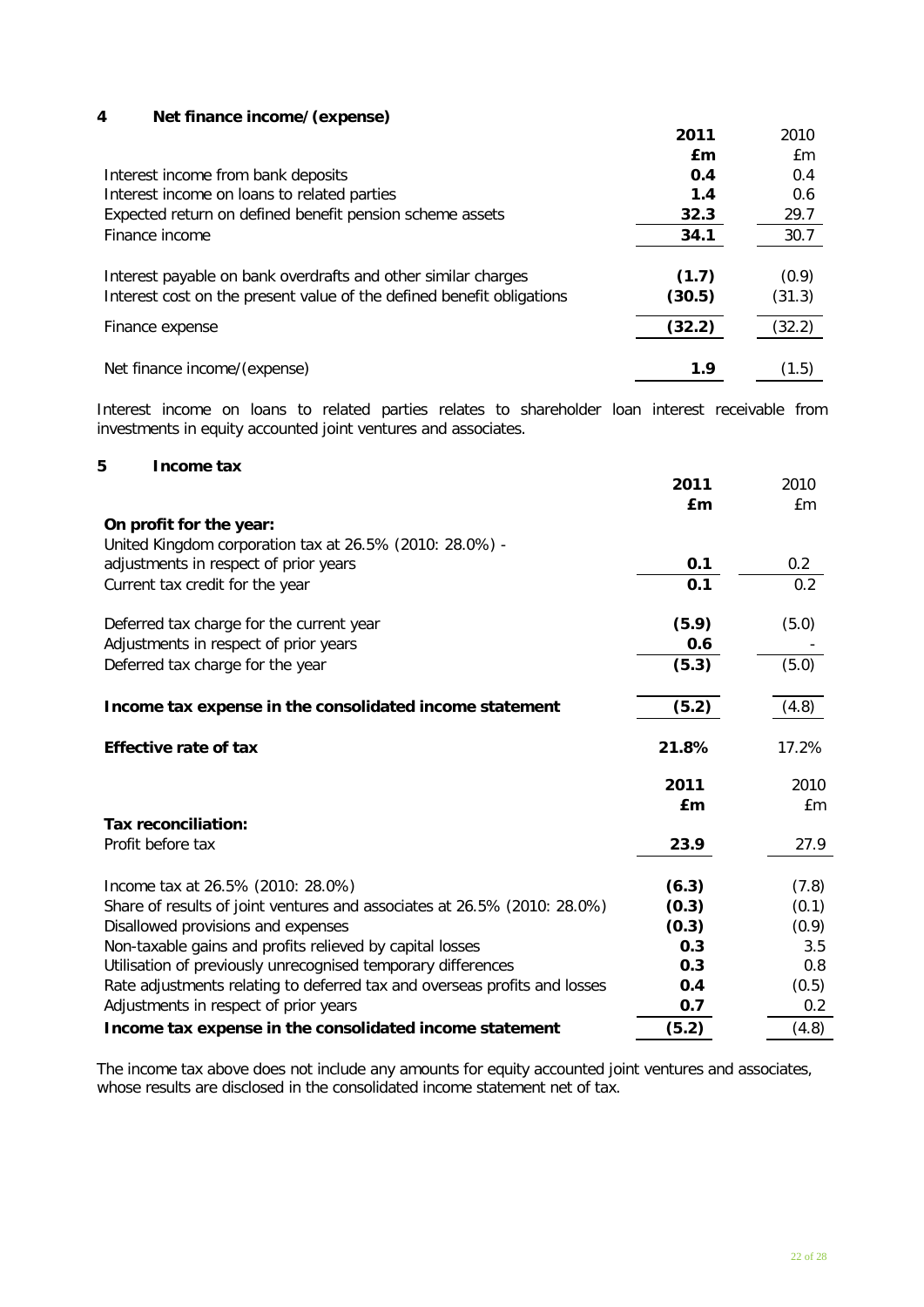## 4 Net finance income/(expense)

| | 2011 | 2010 |
|---|---|---|
| | £m | £m |
| Interest income from bank deposits | 0.4 | 0.4 |
| Interest income on loans to related parties | 1.4 | 0.6 |
| Expected return on defined benefit pension scheme assets | 32.3 | 29.7 |
| Finance income | 34.1 | 30.7 |
| | | |
| Interest payable on bank overdrafts and other similar charges | (1.7) | (0.9) |
| Interest cost on the present value of the defined benefit obligations | (30.5) | (31.3) |
| Finance expense | (32.2) | (32.2) |
| | | |
| Net finance income/(expense) | 1.9 | (1.5) |

Interest income on loans to related parties relates to shareholder loan interest receivable from investments in equity accounted joint ventures and associates.

## 5 Income tax

| | 2011 | 2010 |
|---|---|---|
| | £m | £m |
| **On profit for the year:** | | |
| United Kingdom corporation tax at 26.5% (2010: 28.0%) - adjustments in respect of prior years | 0.1 | 0.2 |
| Current tax credit for the year | 0.1 | 0.2 |
| | | |
| Deferred tax charge for the current year | (5.9) | (5.0) |
| Adjustments in respect of prior years | 0.6 | - |
| Deferred tax charge for the year | (5.3) | (5.0) |
| | | |
| **Income tax expense in the consolidated income statement** | (5.2) | (4.8) |
| | | |
| **Effective rate of tax** | 21.8% | 17.2% |

| | 2011 | 2010 |
|---|---|---|
| | £m | £m |
| **Tax reconciliation:** | | |
| Profit before tax | 23.9 | 27.9 |
| | | |
| Income tax at 26.5% (2010: 28.0%) | (6.3) | (7.8) |
| Share of results of joint ventures and associates at 26.5% (2010: 28.0%) | (0.3) | (0.1) |
| Disallowed provisions and expenses | (0.3) | (0.9) |
| Non-taxable gains and profits relieved by capital losses | 0.3 | 3.5 |
| Utilisation of previously unrecognised temporary differences | 0.3 | 0.8 |
| Rate adjustments relating to deferred tax and overseas profits and losses | 0.4 | (0.5) |
| Adjustments in respect of prior years | 0.7 | 0.2 |
| **Income tax expense in the consolidated income statement** | (5.2) | (4.8) |

The income tax above does not include any amounts for equity accounted joint ventures and associates, whose results are disclosed in the consolidated income statement net of tax.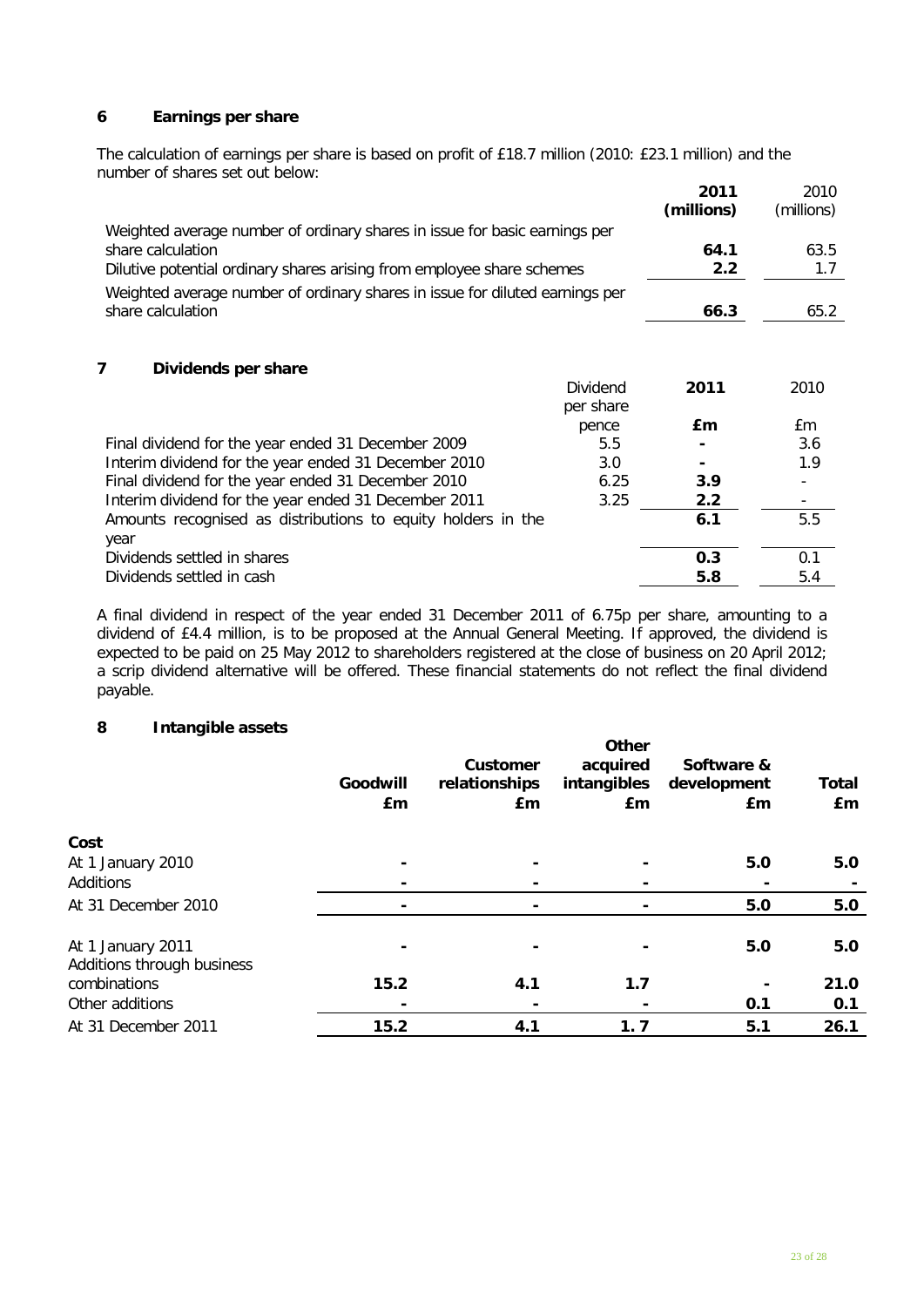## 6 Earnings per share

The calculation of earnings per share is based on profit of £18.7 million (2010: £23.1 million) and the number of shares set out below:

| | **2011 (millions)** | 2010 (millions) |
|---|---|---|
| Weighted average number of ordinary shares in issue for basic earnings per share calculation | **64.1** | 63.5 |
| Dilutive potential ordinary shares arising from employee share schemes | **2.2** | 1.7 |
| Weighted average number of ordinary shares in issue for diluted earnings per share calculation | **66.3** | 65.2 |

## 7 Dividends per share

| | Dividend per share pence | **2011 £m** | 2010 £m |
|---|---|---|---|
| Final dividend for the year ended 31 December 2009 | 5.5 | **-** | 3.6 |
| Interim dividend for the year ended 31 December 2010 | 3.0 | **-** | 1.9 |
| Final dividend for the year ended 31 December 2010 | 6.25 | **3.9** | - |
| Interim dividend for the year ended 31 December 2011 | 3.25 | **2.2** | - |
| Amounts recognised as distributions to equity holders in the year | | **6.1** | 5.5 |
| Dividends settled in shares | | **0.3** | 0.1 |
| Dividends settled in cash | | **5.8** | 5.4 |

A final dividend in respect of the year ended 31 December 2011 of 6.75p per share, amounting to a dividend of £4.4 million, is to be proposed at the Annual General Meeting. If approved, the dividend is expected to be paid on 25 May 2012 to shareholders registered at the close of business on 20 April 2012; a scrip dividend alternative will be offered. These financial statements do not reflect the final dividend payable.

## 8 Intangible assets

| | **Goodwill £m** | **Customer relationships £m** | **Other acquired intangibles £m** | **Software & development £m** | **Total £m** |
|---|---|---|---|---|---|
| **Cost** | | | | | |
| At 1 January 2010 | **-** | **-** | **-** | **5.0** | **5.0** |
| Additions | **-** | **-** | **-** | **-** | **-** |
| At 31 December 2010 | **-** | **-** | **-** | **5.0** | **5.0** |
| | | | | | |
| At 1 January 2011 | **-** | **-** | **-** | **5.0** | **5.0** |
| Additions through business combinations | **15.2** | **4.1** | **1.7** | **-** | **21.0** |
| Other additions | **-** | **-** | **-** | **0.1** | **0.1** |
| At 31 December 2011 | **15.2** | **4.1** | **1. 7** | **5.1** | **26.1** |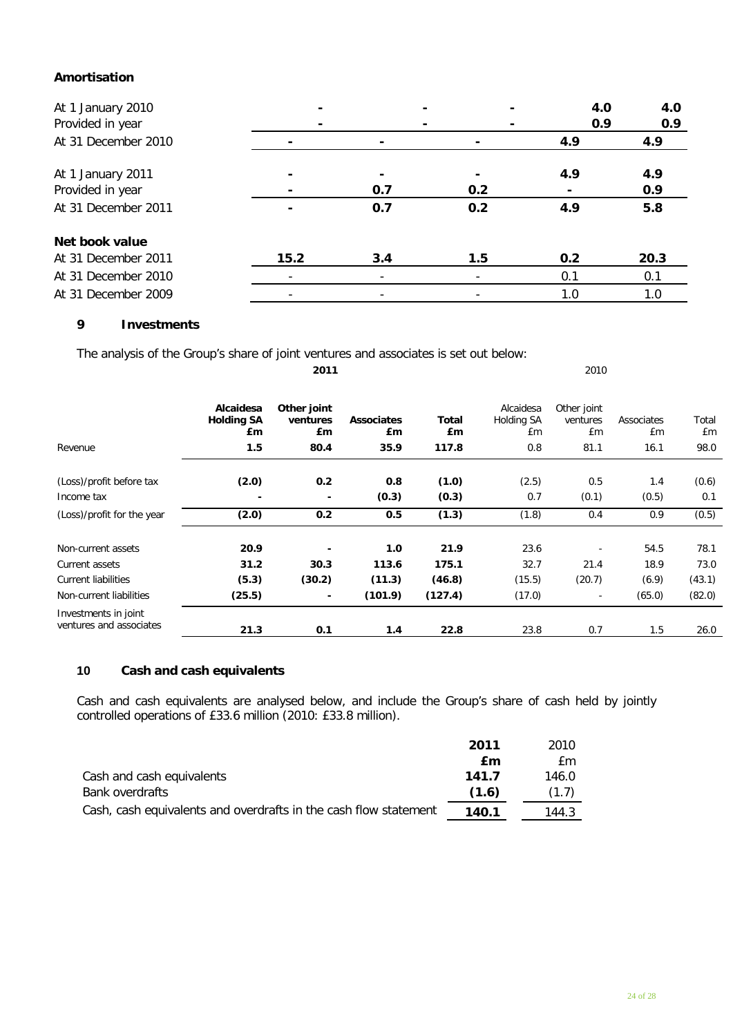**Amortisation**

| | | | | | |
|---|---|---|---|---|---|
| At 1 January 2010 | - | - | - | 4.0 | 4.0 |
| Provided in year | - | - | - | 0.9 | 0.9 |
| At 31 December 2010 | - | - | - | 4.9 | 4.9 |
| | | | | | |
| At 1 January 2011 | - | - | - | 4.9 | 4.9 |
| Provided in year | - | 0.7 | 0.2 | - | 0.9 |
| At 31 December 2011 | - | 0.7 | 0.2 | 4.9 | 5.8 |
| | | | | | |
| **Net book value** | | | | | |
| At 31 December 2011 | 15.2 | 3.4 | 1.5 | 0.2 | 20.3 |
| At 31 December 2010 | - | - | - | 0.1 | 0.1 |
| At 31 December 2009 | - | - | - | 1.0 | 1.0 |

## 9 Investments

The analysis of the Group's share of joint ventures and associates is set out below:

| | **2011** | | | | 2010 | | | |
|---|---|---|---|---|---|---|---|---|
| | **Alcaidesa Holding SA £m** | **Other joint ventures £m** | **Associates £m** | **Total £m** | Alcaidesa Holding SA £m | Other joint ventures £m | Associates £m | Total £m |
| Revenue | **1.5** | **80.4** | **35.9** | **117.8** | 0.8 | 81.1 | 16.1 | 98.0 |
| | | | | | | | | |
| (Loss)/profit before tax | **(2.0)** | **0.2** | **0.8** | **(1.0)** | (2.5) | 0.5 | 1.4 | (0.6) |
| Income tax | **-** | **-** | **(0.3)** | **(0.3)** | 0.7 | (0.1) | (0.5) | 0.1 |
| (Loss)/profit for the year | **(2.0)** | **0.2** | **0.5** | **(1.3)** | (1.8) | 0.4 | 0.9 | (0.5) |
| | | | | | | | | |
| Non-current assets | **20.9** | **-** | **1.0** | **21.9** | 23.6 | - | 54.5 | 78.1 |
| Current assets | **31.2** | **30.3** | **113.6** | **175.1** | 32.7 | 21.4 | 18.9 | 73.0 |
| Current liabilities | **(5.3)** | **(30.2)** | **(11.3)** | **(46.8)** | (15.5) | (20.7) | (6.9) | (43.1) |
| Non-current liabilities | **(25.5)** | **-** | **(101.9)** | **(127.4)** | (17.0) | - | (65.0) | (82.0) |
| Investments in joint ventures and associates | **21.3** | **0.1** | **1.4** | **22.8** | 23.8 | 0.7 | 1.5 | 26.0 |

## 10 Cash and cash equivalents

Cash and cash equivalents are analysed below, and include the Group's share of cash held by jointly controlled operations of £33.6 million (2010: £33.8 million).

| | **2011** | 2010 |
|---|---|---|
| | **£m** | £m |
| Cash and cash equivalents | **141.7** | 146.0 |
| Bank overdrafts | **(1.6)** | (1.7) |
| Cash, cash equivalents and overdrafts in the cash flow statement | **140.1** | 144.3 |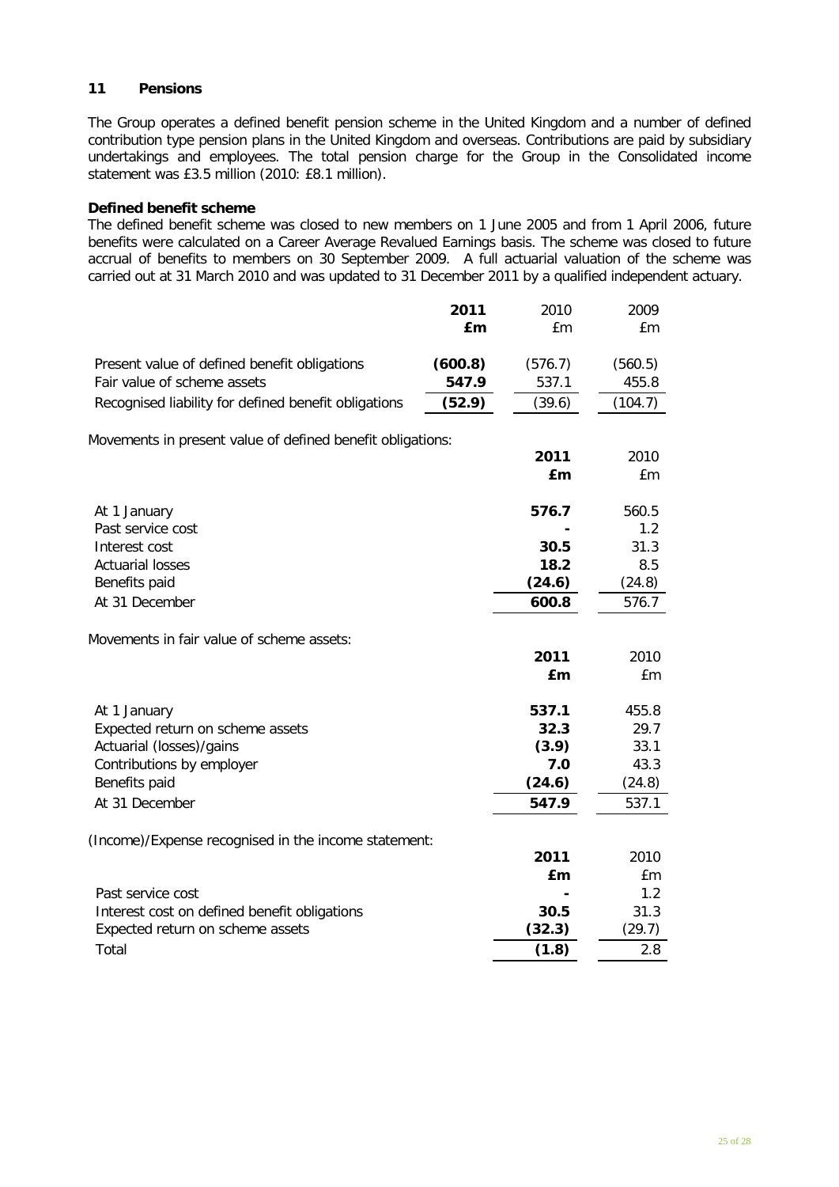## 11 Pensions

The Group operates a defined benefit pension scheme in the United Kingdom and a number of defined contribution type pension plans in the United Kingdom and overseas. Contributions are paid by subsidiary undertakings and employees. The total pension charge for the Group in the Consolidated income statement was £3.5 million (2010: £8.1 million).

### Defined benefit scheme

The defined benefit scheme was closed to new members on 1 June 2005 and from 1 April 2006, future benefits were calculated on a Career Average Revalued Earnings basis. The scheme was closed to future accrual of benefits to members on 30 September 2009. A full actuarial valuation of the scheme was carried out at 31 March 2010 and was updated to 31 December 2011 by a qualified independent actuary.

| | **2011** | 2010 | 2009 |
|---|---|---|---|
| | **£m** | £m | £m |
| Present value of defined benefit obligations | **(600.8)** | (576.7) | (560.5) |
| Fair value of scheme assets | **547.9** | 537.1 | 455.8 |
| Recognised liability for defined benefit obligations | **(52.9)** | (39.6) | (104.7) |

Movements in present value of defined benefit obligations:

| | **2011** | 2010 |
|---|---|---|
| | **£m** | £m |
| At 1 January | **576.7** | 560.5 |
| Past service cost | **-** | 1.2 |
| Interest cost | **30.5** | 31.3 |
| Actuarial losses | **18.2** | 8.5 |
| Benefits paid | **(24.6)** | (24.8) |
| At 31 December | **600.8** | 576.7 |

Movements in fair value of scheme assets:

| | **2011** | 2010 |
|---|---|---|
| | **£m** | £m |
| At 1 January | **537.1** | 455.8 |
| Expected return on scheme assets | **32.3** | 29.7 |
| Actuarial (losses)/gains | **(3.9)** | 33.1 |
| Contributions by employer | **7.0** | 43.3 |
| Benefits paid | **(24.6)** | (24.8) |
| At 31 December | **547.9** | 537.1 |

(Income)/Expense recognised in the income statement:

| | **2011** | 2010 |
|---|---|---|
| | **£m** | £m |
| Past service cost | **-** | 1.2 |
| Interest cost on defined benefit obligations | **30.5** | 31.3 |
| Expected return on scheme assets | **(32.3)** | (29.7) |
| Total | **(1.8)** | 2.8 |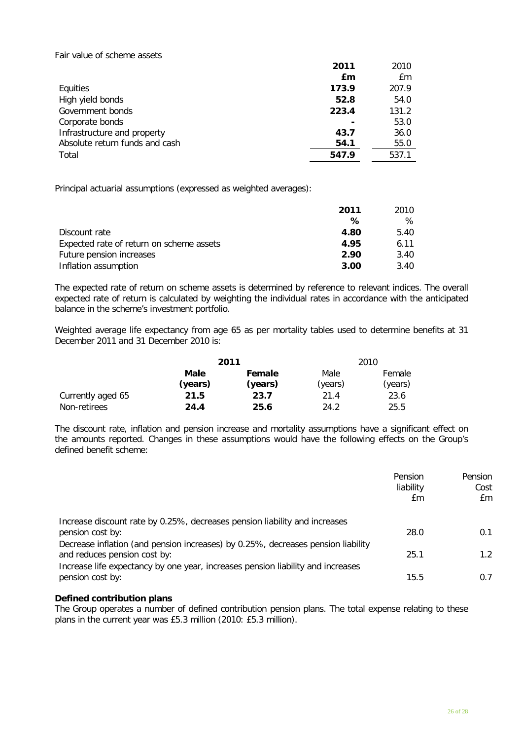Fair value of scheme assets

| | **2011** | 2010 |
|---|---|---|
| | **£m** | £m |
| Equities | **173.9** | 207.9 |
| High yield bonds | **52.8** | 54.0 |
| Government bonds | **223.4** | 131.2 |
| Corporate bonds | **-** | 53.0 |
| Infrastructure and property | **43.7** | 36.0 |
| Absolute return funds and cash | **54.1** | 55.0 |
| Total | **547.9** | 537.1 |

Principal actuarial assumptions (expressed as weighted averages):

| | **2011** | 2010 |
|---|---|---|
| | **%** | % |
| Discount rate | **4.80** | 5.40 |
| Expected rate of return on scheme assets | **4.95** | 6.11 |
| Future pension increases | **2.90** | 3.40 |
| Inflation assumption | **3.00** | 3.40 |

The expected rate of return on scheme assets is determined by reference to relevant indices. The overall expected rate of return is calculated by weighting the individual rates in accordance with the anticipated balance in the scheme's investment portfolio.

Weighted average life expectancy from age 65 as per mortality tables used to determine benefits at 31 December 2011 and 31 December 2010 is:

| | **2011** | | 2010 | |
|---|---|---|---|---|
| | **Male (years)** | **Female (years)** | Male (years) | Female (years) |
| Currently aged 65 | **21.5** | **23.7** | 21.4 | 23.6 |
| Non-retirees | **24.4** | **25.6** | 24.2 | 25.5 |

The discount rate, inflation and pension increase and mortality assumptions have a significant effect on the amounts reported. Changes in these assumptions would have the following effects on the Group's defined benefit scheme:

| | Pension liability £m | Pension Cost £m |
|---|---|---|
| Increase discount rate by 0.25%, decreases pension liability and increases pension cost by: | 28.0 | 0.1 |
| Decrease inflation (and pension increases) by 0.25%, decreases pension liability and reduces pension cost by: | 25.1 | 1.2 |
| Increase life expectancy by one year, increases pension liability and increases pension cost by: | 15.5 | 0.7 |

**Defined contribution plans**

The Group operates a number of defined contribution pension plans. The total expense relating to these plans in the current year was £5.3 million (2010: £5.3 million).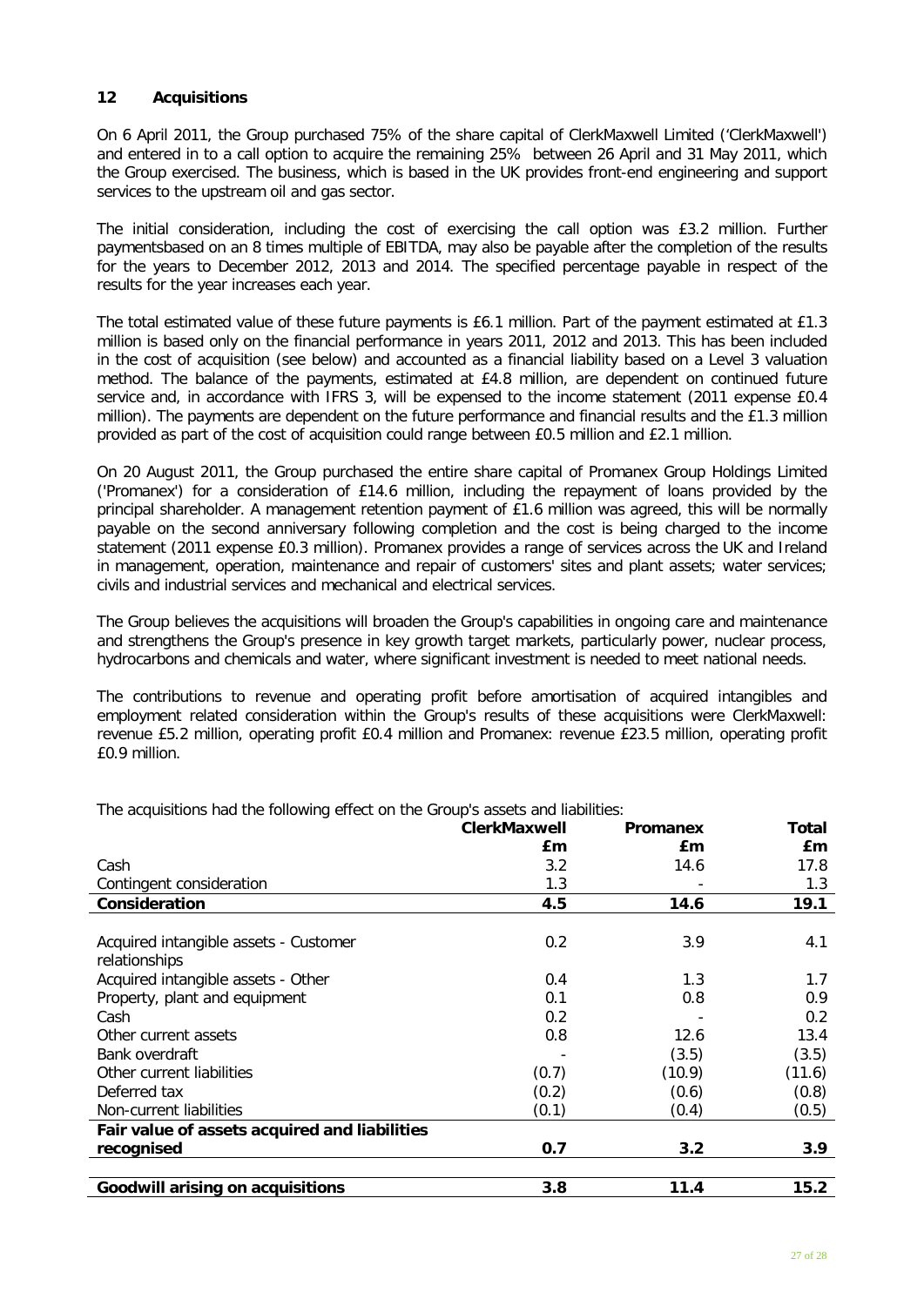## 12 Acquisitions

On 6 April 2011, the Group purchased 75% of the share capital of ClerkMaxwell Limited ('ClerkMaxwell') and entered in to a call option to acquire the remaining 25% between 26 April and 31 May 2011, which the Group exercised. The business, which is based in the UK provides front-end engineering and support services to the upstream oil and gas sector.

The initial consideration, including the cost of exercising the call option was £3.2 million. Further paymentsbased on an 8 times multiple of EBITDA, may also be payable after the completion of the results for the years to December 2012, 2013 and 2014. The specified percentage payable in respect of the results for the year increases each year.

The total estimated value of these future payments is £6.1 million. Part of the payment estimated at £1.3 million is based only on the financial performance in years 2011, 2012 and 2013. This has been included in the cost of acquisition (see below) and accounted as a financial liability based on a Level 3 valuation method. The balance of the payments, estimated at £4.8 million, are dependent on continued future service and, in accordance with IFRS 3, will be expensed to the income statement (2011 expense £0.4 million). The payments are dependent on the future performance and financial results and the £1.3 million provided as part of the cost of acquisition could range between £0.5 million and £2.1 million.

On 20 August 2011, the Group purchased the entire share capital of Promanex Group Holdings Limited ('Promanex') for a consideration of £14.6 million, including the repayment of loans provided by the principal shareholder. A management retention payment of £1.6 million was agreed, this will be normally payable on the second anniversary following completion and the cost is being charged to the income statement (2011 expense £0.3 million). Promanex provides a range of services across the UK and Ireland in management, operation, maintenance and repair of customers' sites and plant assets; water services; civils and industrial services and mechanical and electrical services.

The Group believes the acquisitions will broaden the Group's capabilities in ongoing care and maintenance and strengthens the Group's presence in key growth target markets, particularly power, nuclear process, hydrocarbons and chemicals and water, where significant investment is needed to meet national needs.

The contributions to revenue and operating profit before amortisation of acquired intangibles and employment related consideration within the Group's results of these acquisitions were ClerkMaxwell: revenue £5.2 million, operating profit £0.4 million and Promanex: revenue £23.5 million, operating profit £0.9 million.

The acquisitions had the following effect on the Group's assets and liabilities:

| | ClerkMaxwell | Promanex | Total |
|---|---|---|---|
| | £m | £m | £m |
| Cash | 3.2 | 14.6 | 17.8 |
| Contingent consideration | 1.3 | - | 1.3 |
| **Consideration** | **4.5** | **14.6** | **19.1** |
| | | | |
| Acquired intangible assets - Customer relationships | 0.2 | 3.9 | 4.1 |
| Acquired intangible assets - Other | 0.4 | 1.3 | 1.7 |
| Property, plant and equipment | 0.1 | 0.8 | 0.9 |
| Cash | 0.2 | - | 0.2 |
| Other current assets | 0.8 | 12.6 | 13.4 |
| Bank overdraft | - | (3.5) | (3.5) |
| Other current liabilities | (0.7) | (10.9) | (11.6) |
| Deferred tax | (0.2) | (0.6) | (0.8) |
| Non-current liabilities | (0.1) | (0.4) | (0.5) |
| **Fair value of assets acquired and liabilities recognised** | **0.7** | **3.2** | **3.9** |
| | | | |
| **Goodwill arising on acquisitions** | **3.8** | **11.4** | **15.2** |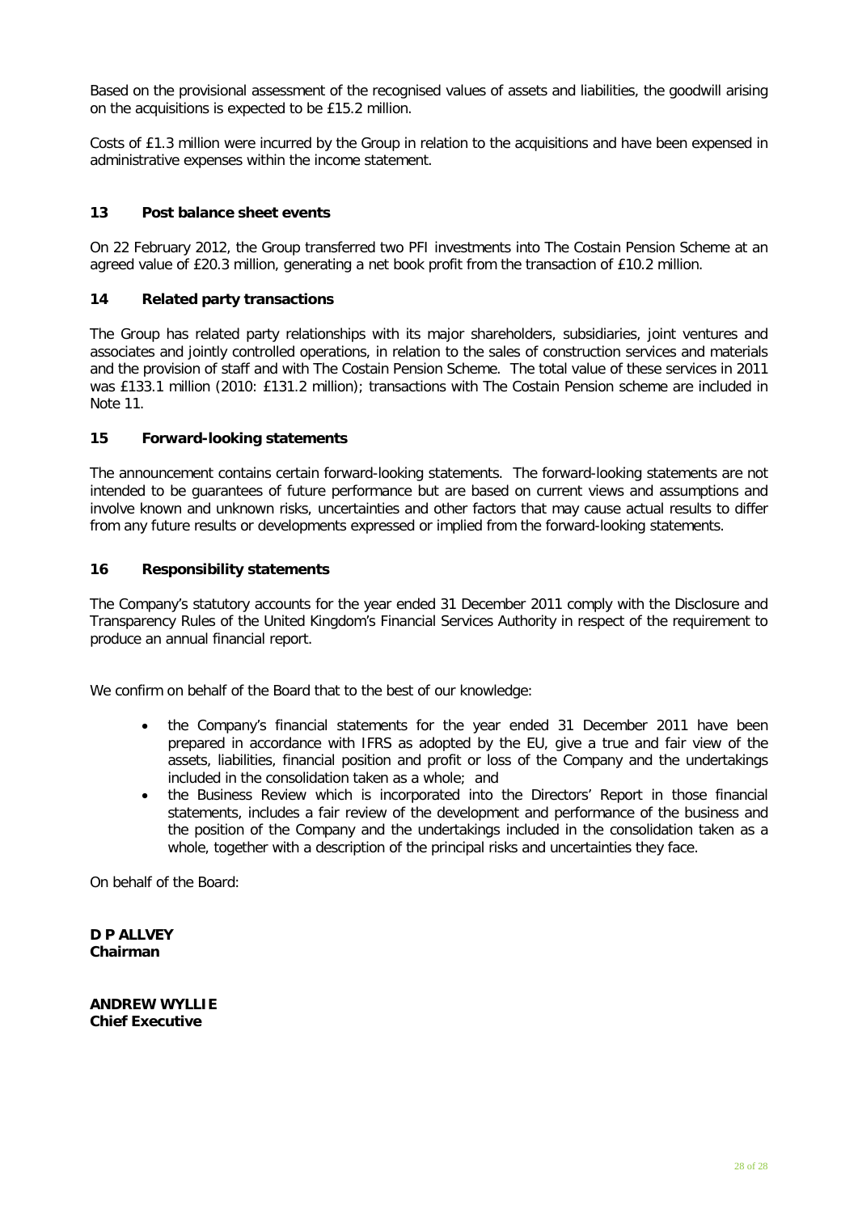Based on the provisional assessment of the recognised values of assets and liabilities, the goodwill arising on the acquisitions is expected to be £15.2 million.

Costs of £1.3 million were incurred by the Group in relation to the acquisitions and have been expensed in administrative expenses within the income statement.

## 13 Post balance sheet events

On 22 February 2012, the Group transferred two PFI investments into The Costain Pension Scheme at an agreed value of £20.3 million, generating a net book profit from the transaction of £10.2 million.

## 14 Related party transactions

The Group has related party relationships with its major shareholders, subsidiaries, joint ventures and associates and jointly controlled operations, in relation to the sales of construction services and materials and the provision of staff and with The Costain Pension Scheme. The total value of these services in 2011 was £133.1 million (2010: £131.2 million); transactions with The Costain Pension scheme are included in Note 11.

## 15 Forward-looking statements

The announcement contains certain forward-looking statements. The forward-looking statements are not intended to be guarantees of future performance but are based on current views and assumptions and involve known and unknown risks, uncertainties and other factors that may cause actual results to differ from any future results or developments expressed or implied from the forward-looking statements.

## 16 Responsibility statements

The Company's statutory accounts for the year ended 31 December 2011 comply with the Disclosure and Transparency Rules of the United Kingdom's Financial Services Authority in respect of the requirement to produce an annual financial report.

We confirm on behalf of the Board that to the best of our knowledge:

- the Company's financial statements for the year ended 31 December 2011 have been prepared in accordance with IFRS as adopted by the EU, give a true and fair view of the assets, liabilities, financial position and profit or loss of the Company and the undertakings included in the consolidation taken as a whole; and
- the Business Review which is incorporated into the Directors' Report in those financial statements, includes a fair review of the development and performance of the business and the position of the Company and the undertakings included in the consolidation taken as a whole, together with a description of the principal risks and uncertainties they face.

On behalf of the Board:

**D P ALLVEY**
**Chairman**

**ANDREW WYLLIE**
**Chief Executive**